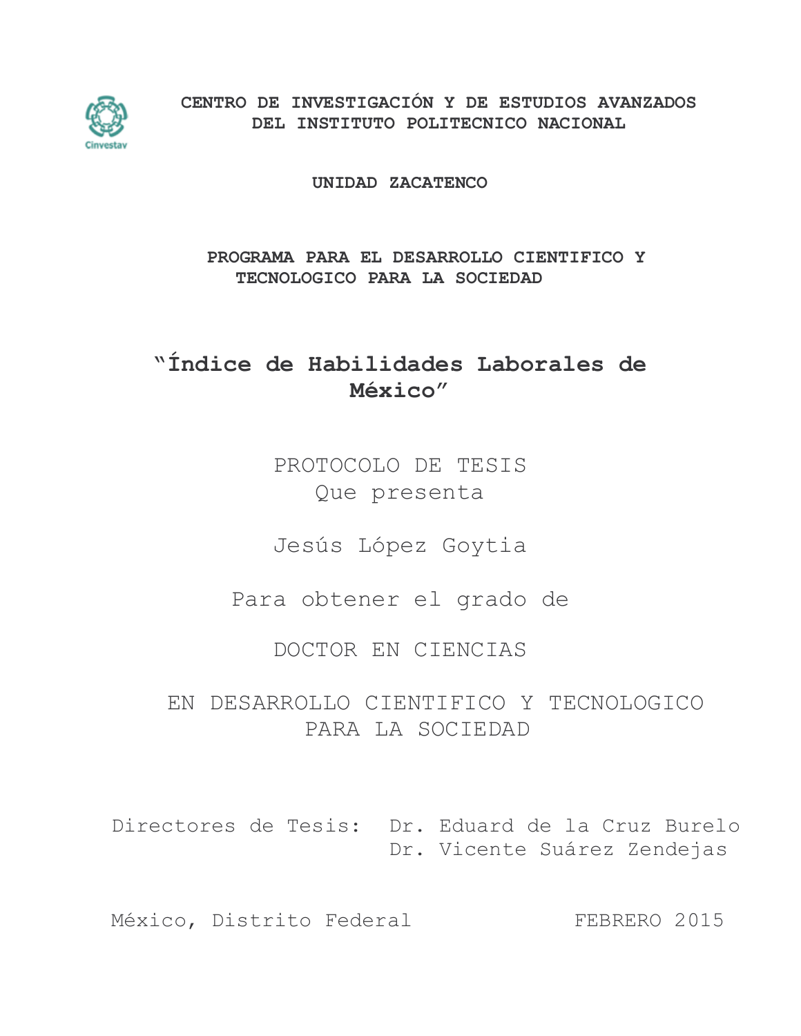**CENTRO DE INVESTIGACIÓN Y DE ESTUDIOS AVANZADOS DEL INSTITUTO POLITECNICO NACIONAL**

**UNIDAD ZACATENCO**

**PROGRAMA PARA EL DESARROLLO CIENTIFICO Y TECNOLOGICO PARA LA SOCIEDAD**

# "Índice de Habilidades Laborales de México"

PROTOCOLO DE TESIS
Que presenta

Jesús López Goytia

Para obtener el grado de

DOCTOR EN CIENCIAS

EN DESARROLLO CIENTIFICO Y TECNOLOGICO PARA LA SOCIEDAD

Directores de Tesis: Dr. Eduard de la Cruz Burelo
Dr. Vicente Suárez Zendejas

México, Distrito Federal FEBRERO 2015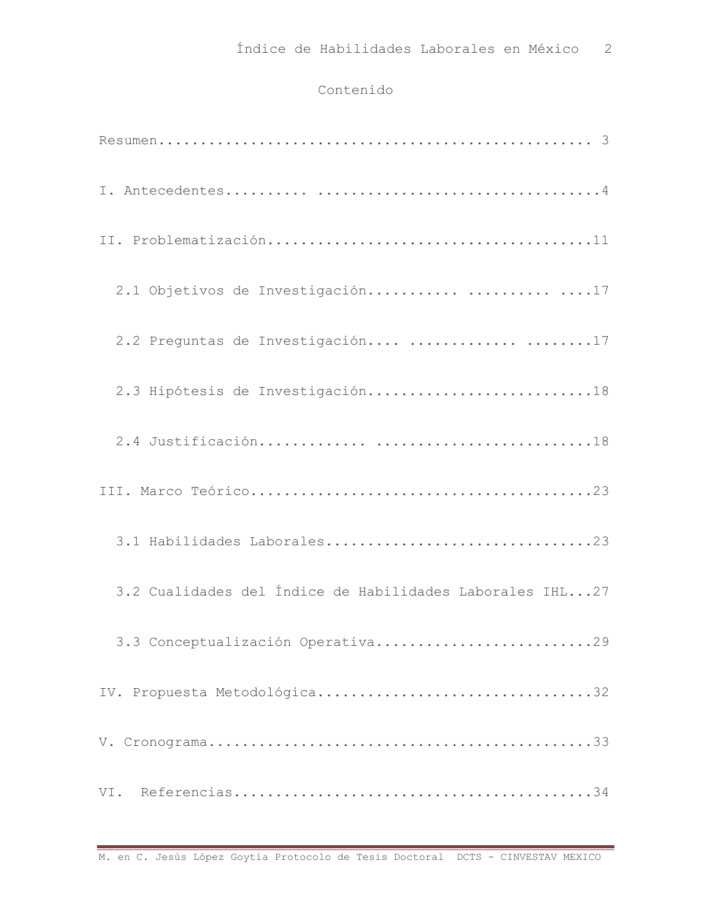# Contenido

Resumen.................................................... 3

I. Antecedentes.......... .................................4

II. Problematización.......................................11

2.1 Objetivos de Investigación.......... .......... ....17

2.2 Preguntas de Investigación.... ............ ........17

2.3 Hipótesis de Investigación..........................18

2.4 Justificación............ .........................18

III. Marco Teórico.........................................23

3.1 Habilidades Laborales...............................23

3.2 Cualidades del Índice de Habilidades Laborales IHL...27

3.3 Conceptualización Operativa.........................29

IV. Propuesta Metodológica................................32

V. Cronograma.............................................33

VI. Referencias...........................................34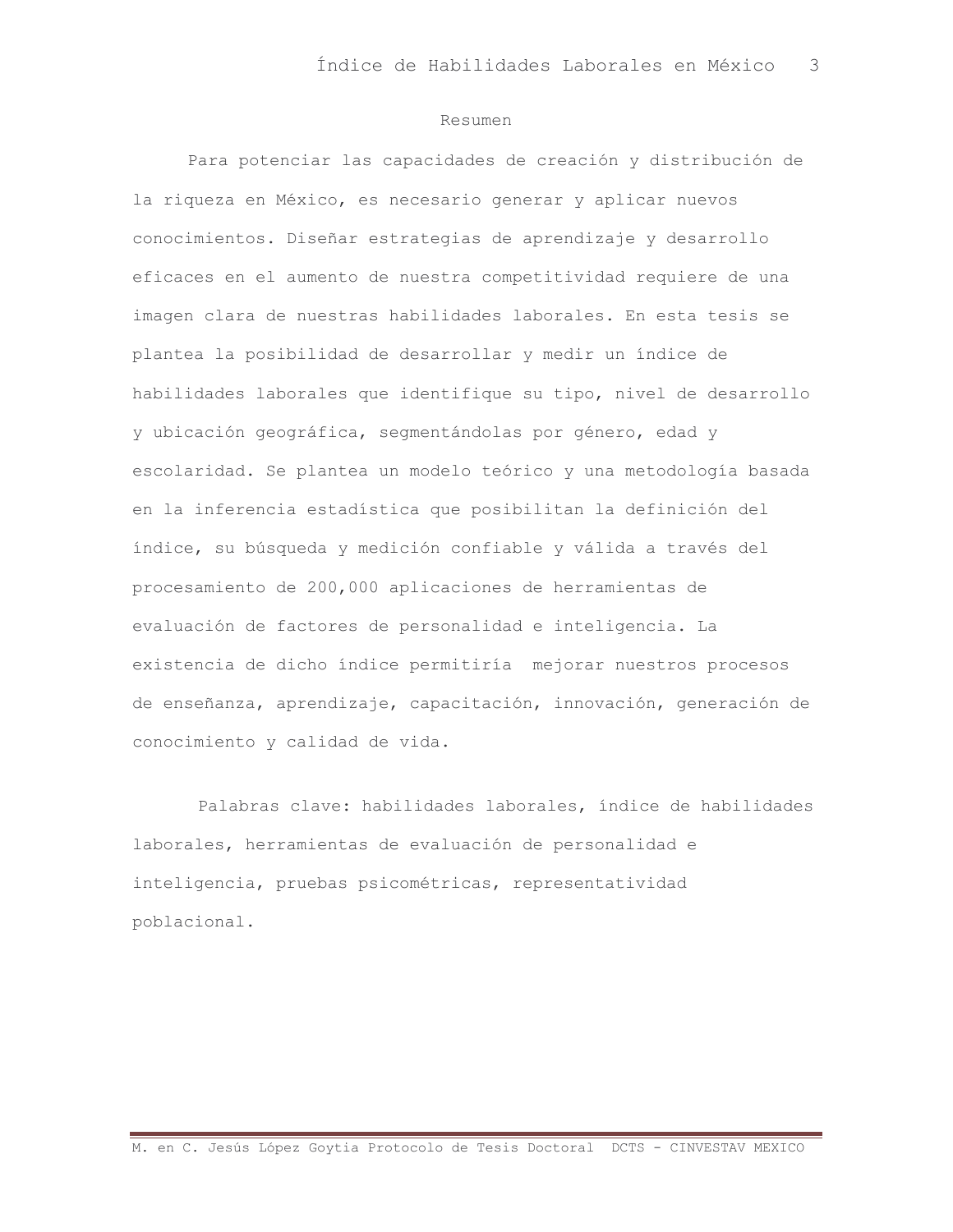## Resumen

Para potenciar las capacidades de creación y distribución de la riqueza en México, es necesario generar y aplicar nuevos conocimientos. Diseñar estrategias de aprendizaje y desarrollo eficaces en el aumento de nuestra competitividad requiere de una imagen clara de nuestras habilidades laborales. En esta tesis se plantea la posibilidad de desarrollar y medir un índice de habilidades laborales que identifique su tipo, nivel de desarrollo y ubicación geográfica, segmentándolas por género, edad y escolaridad. Se plantea un modelo teórico y una metodología basada en la inferencia estadística que posibilitan la definición del índice, su búsqueda y medición confiable y válida a través del procesamiento de 200,000 aplicaciones de herramientas de evaluación de factores de personalidad e inteligencia. La existencia de dicho índice permitiría mejorar nuestros procesos de enseñanza, aprendizaje, capacitación, innovación, generación de conocimiento y calidad de vida.

Palabras clave: habilidades laborales, índice de habilidades laborales, herramientas de evaluación de personalidad e inteligencia, pruebas psicométricas, representatividad poblacional.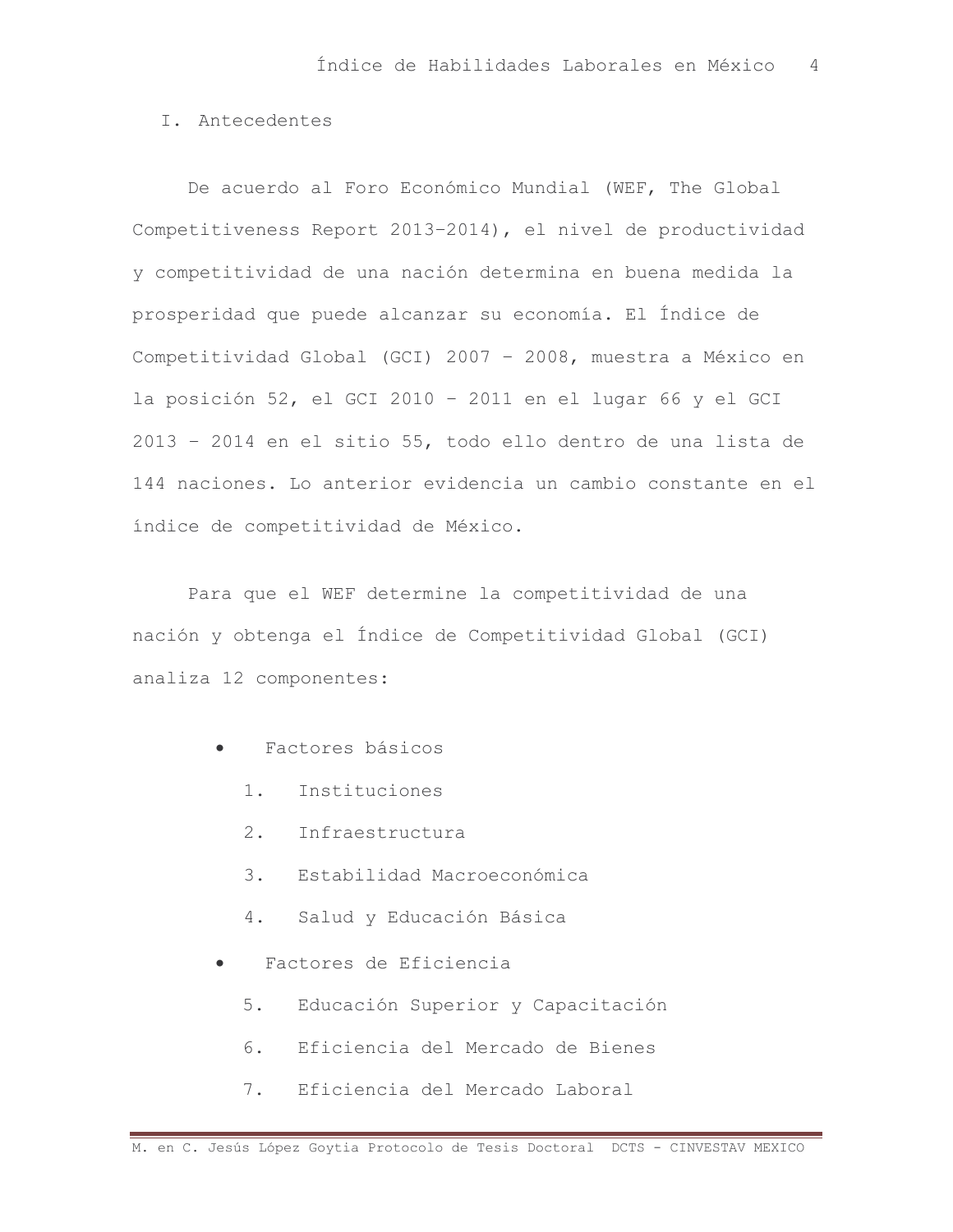# I. Antecedentes

De acuerdo al Foro Económico Mundial (WEF, The Global Competitiveness Report 2013-2014), el nivel de productividad y competitividad de una nación determina en buena medida la prosperidad que puede alcanzar su economía. El Índice de Competitividad Global (GCI) 2007 – 2008, muestra a México en la posición 52, el GCI 2010 – 2011 en el lugar 66 y el GCI 2013 – 2014 en el sitio 55, todo ello dentro de una lista de 144 naciones. Lo anterior evidencia un cambio constante en el índice de competitividad de México.

Para que el WEF determine la competitividad de una nación y obtenga el Índice de Competitividad Global (GCI) analiza 12 componentes:

- Factores básicos
  1. Instituciones
  2. Infraestructura
  3. Estabilidad Macroeconómica
  4. Salud y Educación Básica
- Factores de Eficiencia
  5. Educación Superior y Capacitación
  6. Eficiencia del Mercado de Bienes
  7. Eficiencia del Mercado Laboral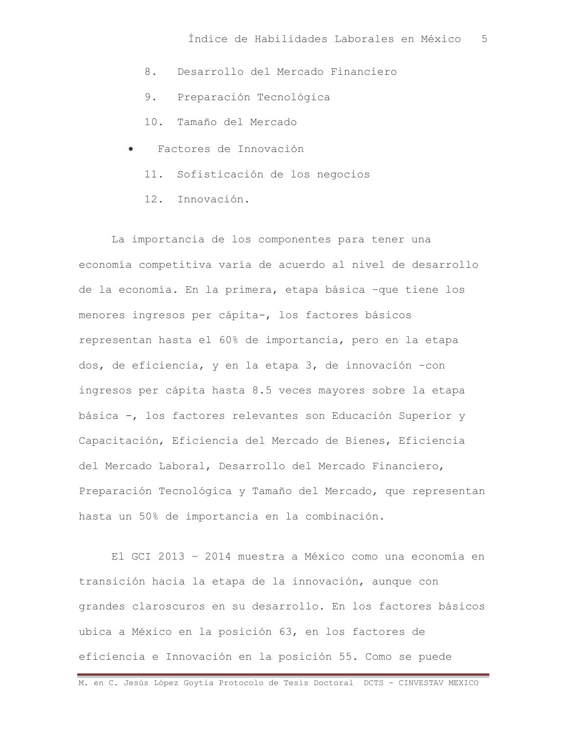8. Desarrollo del Mercado Financiero
9. Preparación Tecnológica
10. Tamaño del Mercado

- Factores de Innovación

11. Sofisticación de los negocios
12. Innovación.

La importancia de los componentes para tener una economía competitiva varía de acuerdo al nivel de desarrollo de la economía. En la primera, etapa básica –que tiene los menores ingresos per cápita-, los factores básicos representan hasta el 60% de importancia, pero en la etapa dos, de eficiencia, y en la etapa 3, de innovación –con ingresos per cápita hasta 8.5 veces mayores sobre la etapa básica -, los factores relevantes son Educación Superior y Capacitación, Eficiencia del Mercado de Bienes, Eficiencia del Mercado Laboral, Desarrollo del Mercado Financiero, Preparación Tecnológica y Tamaño del Mercado, que representan hasta un 50% de importancia en la combinación.

El GCI 2013 – 2014 muestra a México como una economía en transición hacia la etapa de la innovación, aunque con grandes claroscuros en su desarrollo. En los factores básicos ubica a México en la posición 63, en los factores de eficiencia e Innovación en la posición 55. Como se puede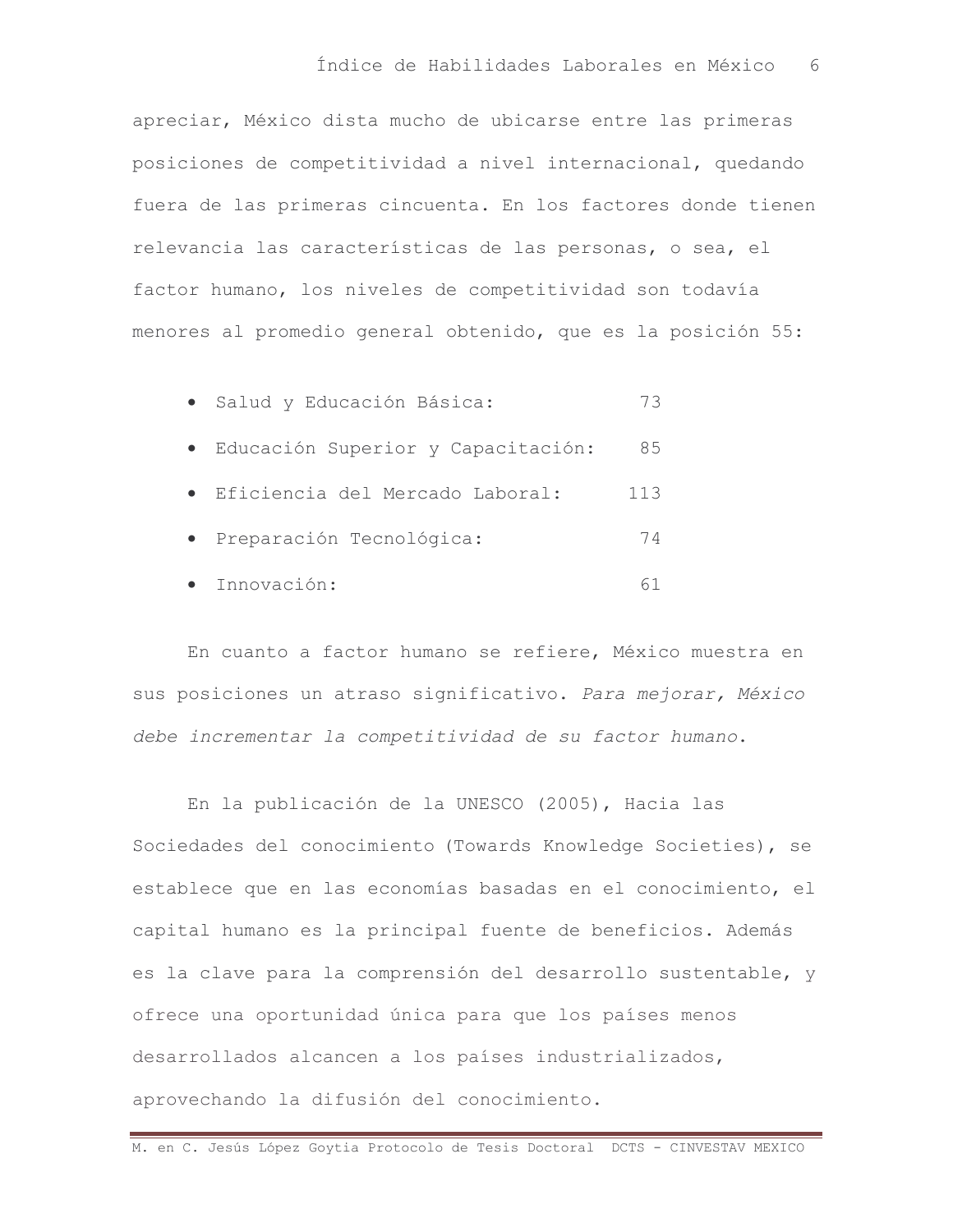apreciar, México dista mucho de ubicarse entre las primeras posiciones de competitividad a nivel internacional, quedando fuera de las primeras cincuenta. En los factores donde tienen relevancia las características de las personas, o sea, el factor humano, los niveles de competitividad son todavía menores al promedio general obtenido, que es la posición 55:

- Salud y Educación Básica: 73
- Educación Superior y Capacitación: 85
- Eficiencia del Mercado Laboral: 113
- Preparación Tecnológica: 74
- Innovación: 61

En cuanto a factor humano se refiere, México muestra en sus posiciones un atraso significativo. *Para mejorar, México debe incrementar la competitividad de su factor humano*.

En la publicación de la UNESCO (2005), Hacia las Sociedades del conocimiento (Towards Knowledge Societies), se establece que en las economías basadas en el conocimiento, el capital humano es la principal fuente de beneficios. Además es la clave para la comprensión del desarrollo sustentable, y ofrece una oportunidad única para que los países menos desarrollados alcancen a los países industrializados, aprovechando la difusión del conocimiento.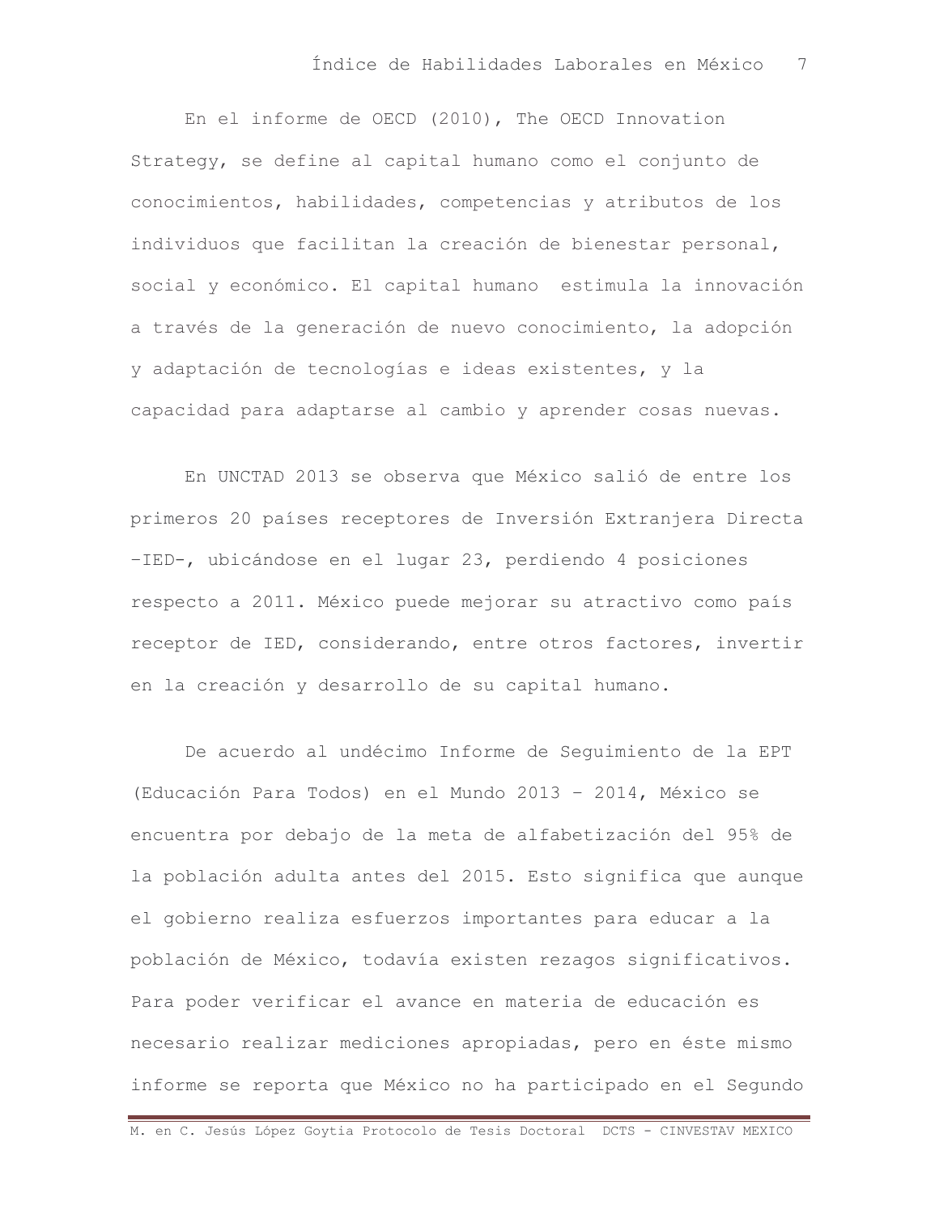En el informe de OECD (2010), The OECD Innovation Strategy, se define al capital humano como el conjunto de conocimientos, habilidades, competencias y atributos de los individuos que facilitan la creación de bienestar personal, social y económico. El capital humano estimula la innovación a través de la generación de nuevo conocimiento, la adopción y adaptación de tecnologías e ideas existentes, y la capacidad para adaptarse al cambio y aprender cosas nuevas.

En UNCTAD 2013 se observa que México salió de entre los primeros 20 países receptores de Inversión Extranjera Directa -IED-, ubicándose en el lugar 23, perdiendo 4 posiciones respecto a 2011. México puede mejorar su atractivo como país receptor de IED, considerando, entre otros factores, invertir en la creación y desarrollo de su capital humano.

De acuerdo al undécimo Informe de Seguimiento de la EPT (Educación Para Todos) en el Mundo 2013 – 2014, México se encuentra por debajo de la meta de alfabetización del 95% de la población adulta antes del 2015. Esto significa que aunque el gobierno realiza esfuerzos importantes para educar a la población de México, todavía existen rezagos significativos. Para poder verificar el avance en materia de educación es necesario realizar mediciones apropiadas, pero en éste mismo informe se reporta que México no ha participado en el Segundo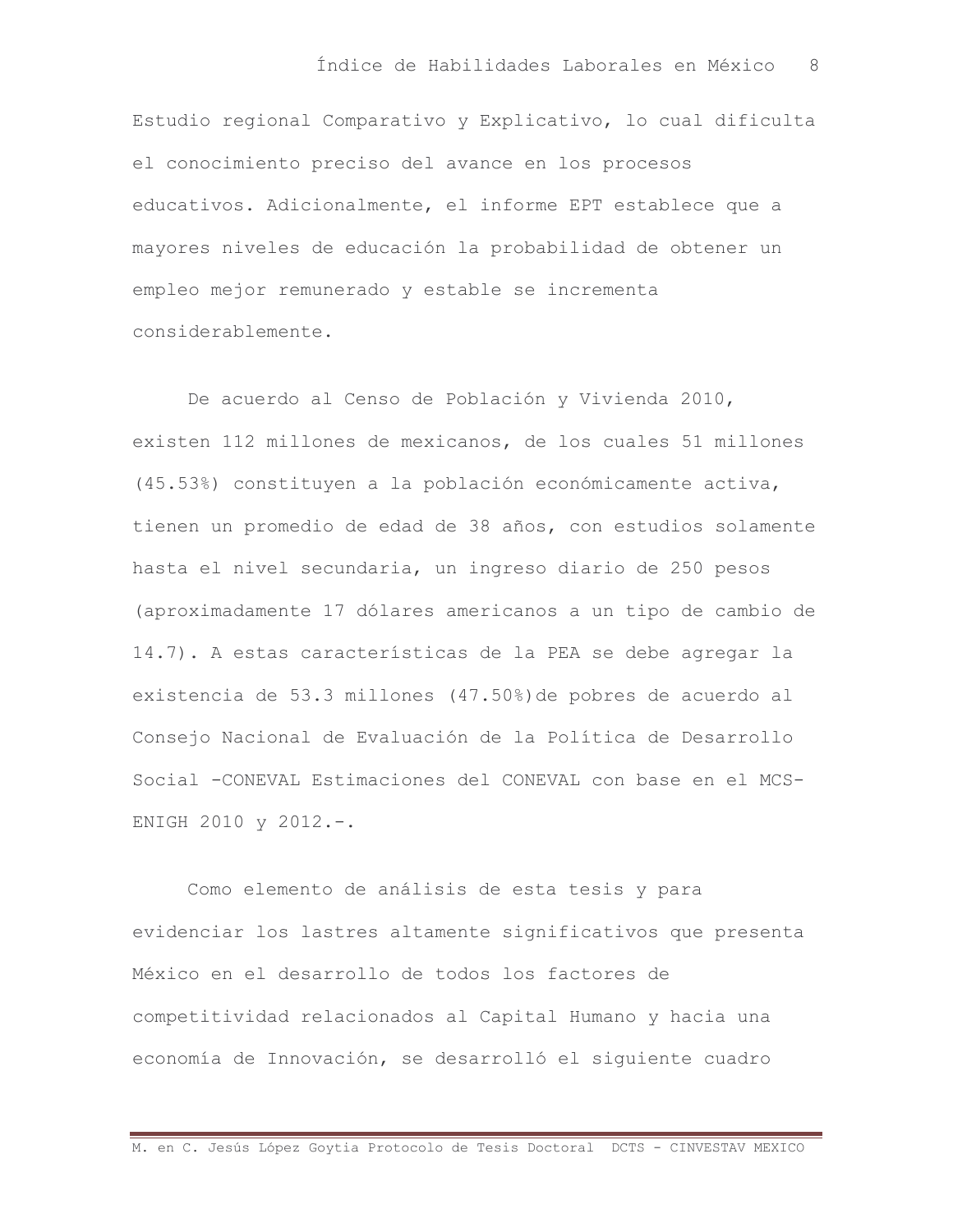Estudio regional Comparativo y Explicativo, lo cual dificulta el conocimiento preciso del avance en los procesos educativos. Adicionalmente, el informe EPT establece que a mayores niveles de educación la probabilidad de obtener un empleo mejor remunerado y estable se incrementa considerablemente.

De acuerdo al Censo de Población y Vivienda 2010, existen 112 millones de mexicanos, de los cuales 51 millones (45.53%) constituyen a la población económicamente activa, tienen un promedio de edad de 38 años, con estudios solamente hasta el nivel secundaria, un ingreso diario de 250 pesos (aproximadamente 17 dólares americanos a un tipo de cambio de 14.7). A estas características de la PEA se debe agregar la existencia de 53.3 millones (47.50%)de pobres de acuerdo al Consejo Nacional de Evaluación de la Política de Desarrollo Social -CONEVAL Estimaciones del CONEVAL con base en el MCS-ENIGH 2010 y 2012.-.

Como elemento de análisis de esta tesis y para evidenciar los lastres altamente significativos que presenta México en el desarrollo de todos los factores de competitividad relacionados al Capital Humano y hacia una economía de Innovación, se desarrolló el siguiente cuadro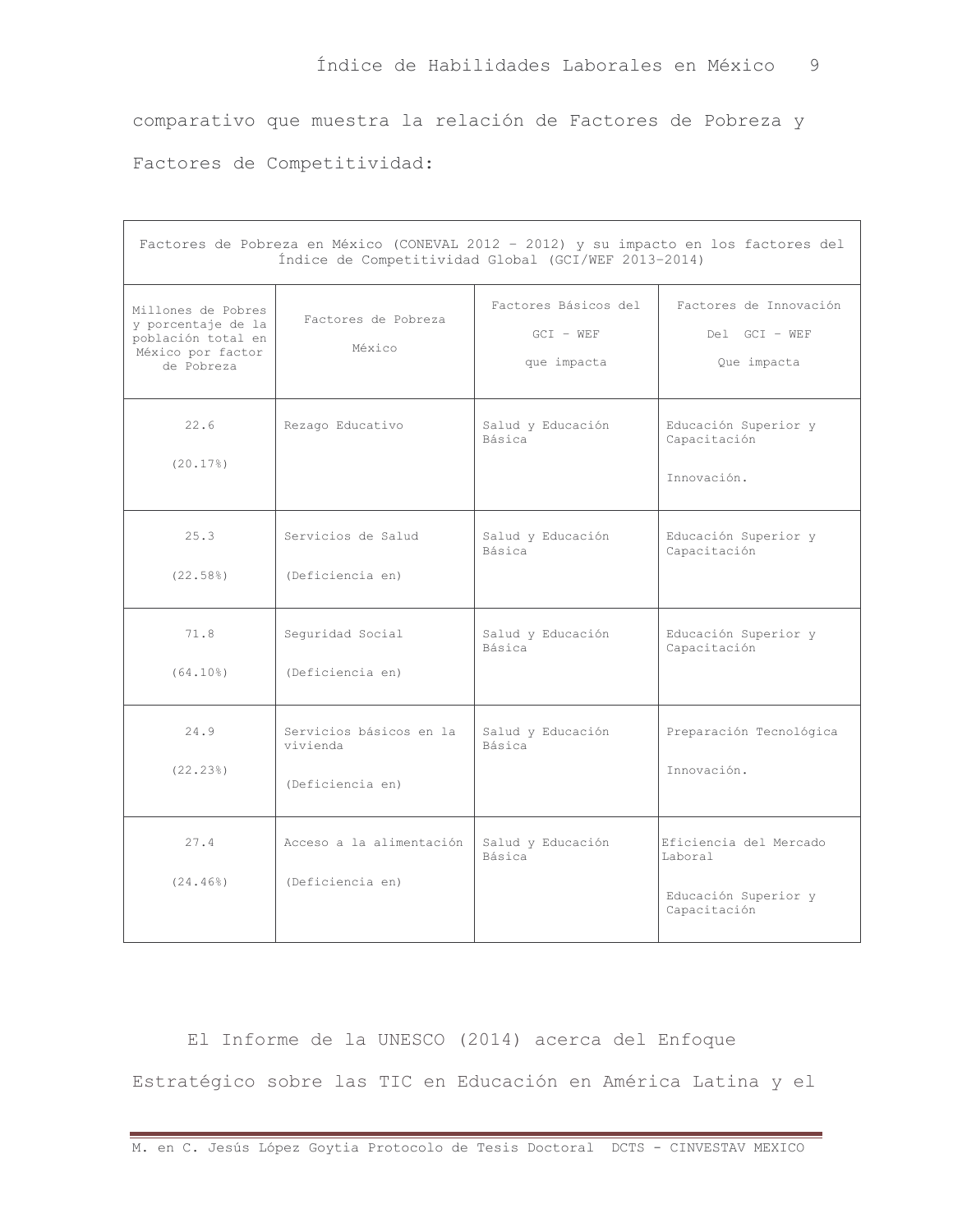comparativo que muestra la relación de Factores de Pobreza y Factores de Competitividad:

| Factores de Pobreza en México (CONEVAL 2012 – 2012) y su impacto en los factores del Índice de Competitividad Global (GCI/WEF 2013–2014) | | | |
|---|---|---|---|
| Millones de Pobres y porcentaje de la población total en México por factor de Pobreza | Factores de Pobreza México | Factores Básicos del GCI – WEF que impacta | Factores de Innovación Del GCI – WEF Que impacta |
| 22.6 (20.17%) | Rezago Educativo | Salud y Educación Básica | Educación Superior y Capacitación<br><br>Innovación. |
| 25.3 (22.58%) | Servicios de Salud (Deficiencia en) | Salud y Educación Básica | Educación Superior y Capacitación |
| 71.8 (64.10%) | Seguridad Social (Deficiencia en) | Salud y Educación Básica | Educación Superior y Capacitación |
| 24.9 (22.23%) | Servicios básicos en la vivienda (Deficiencia en) | Salud y Educación Básica | Preparación Tecnológica<br><br>Innovación. |
| 27.4 (24.46%) | Acceso a la alimentación (Deficiencia en) | Salud y Educación Básica | Eficiencia del Mercado Laboral<br><br>Educación Superior y Capacitación |

El Informe de la UNESCO (2014) acerca del Enfoque Estratégico sobre las TIC en Educación en América Latina y el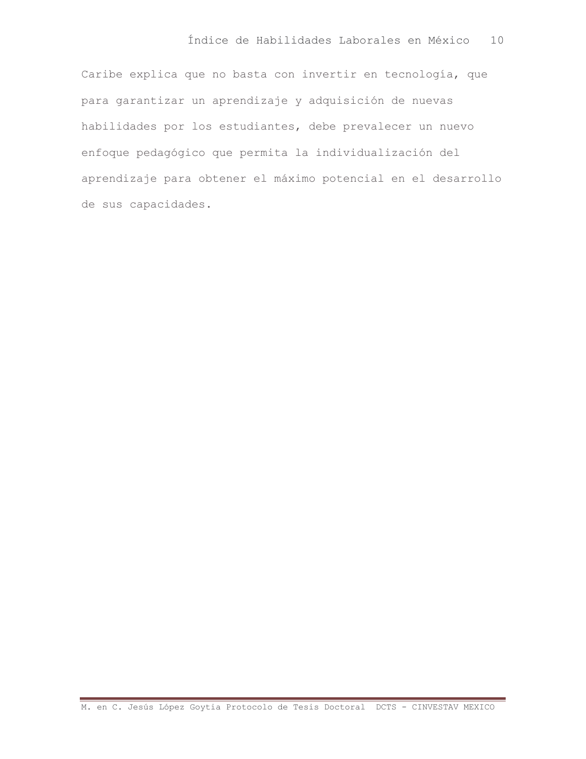Caribe explica que no basta con invertir en tecnología, que para garantizar un aprendizaje y adquisición de nuevas habilidades por los estudiantes, debe prevalecer un nuevo enfoque pedagógico que permita la individualización del aprendizaje para obtener el máximo potencial en el desarrollo de sus capacidades.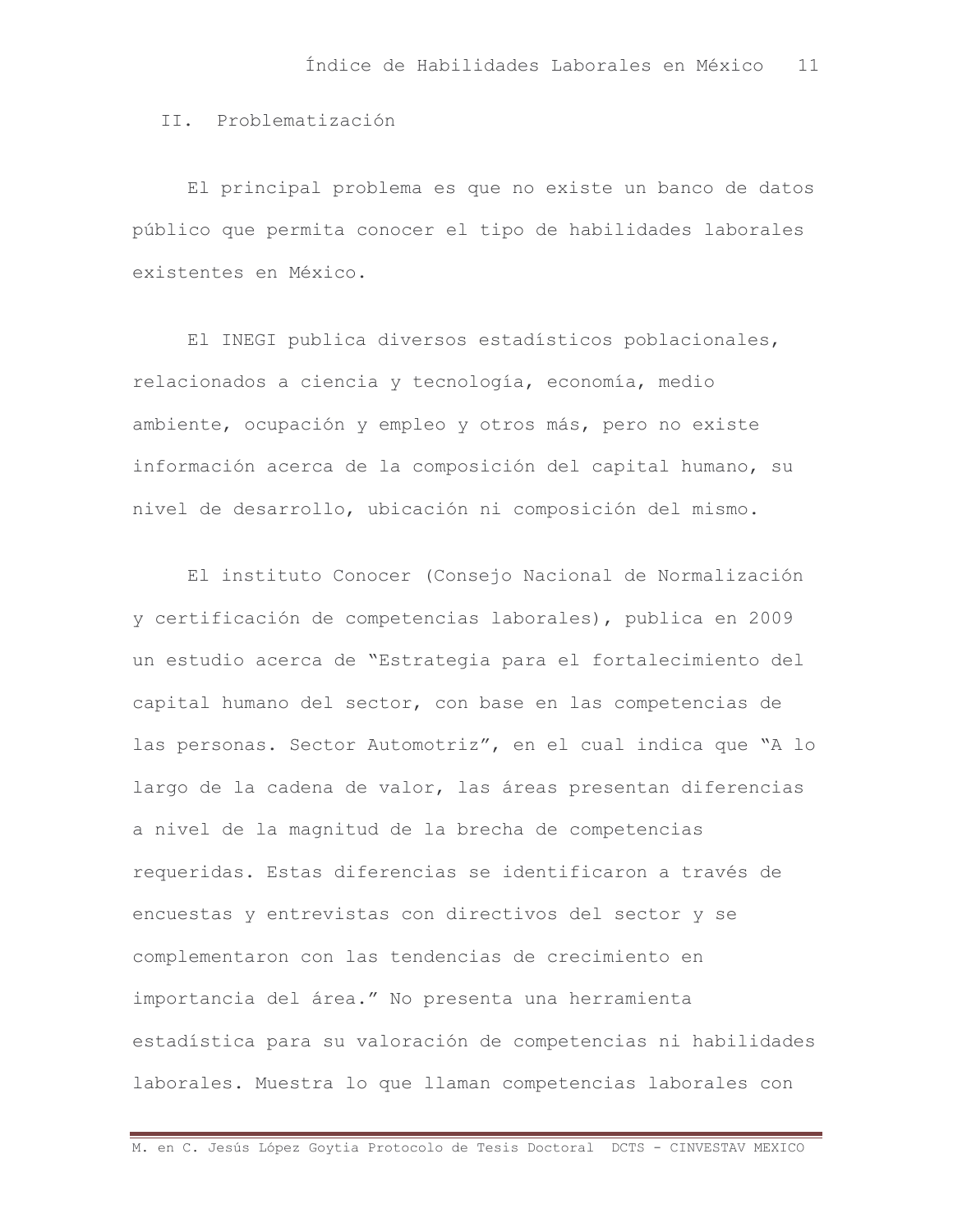## II. Problematización

El principal problema es que no existe un banco de datos público que permita conocer el tipo de habilidades laborales existentes en México.

El INEGI publica diversos estadísticos poblacionales, relacionados a ciencia y tecnología, economía, medio ambiente, ocupación y empleo y otros más, pero no existe información acerca de la composición del capital humano, su nivel de desarrollo, ubicación ni composición del mismo.

El instituto Conocer (Consejo Nacional de Normalización y certificación de competencias laborales), publica en 2009 un estudio acerca de "Estrategia para el fortalecimiento del capital humano del sector, con base en las competencias de las personas. Sector Automotriz", en el cual indica que "A lo largo de la cadena de valor, las áreas presentan diferencias a nivel de la magnitud de la brecha de competencias requeridas. Estas diferencias se identificaron a través de encuestas y entrevistas con directivos del sector y se complementaron con las tendencias de crecimiento en importancia del área." No presenta una herramienta estadística para su valoración de competencias ni habilidades laborales. Muestra lo que llaman competencias laborales con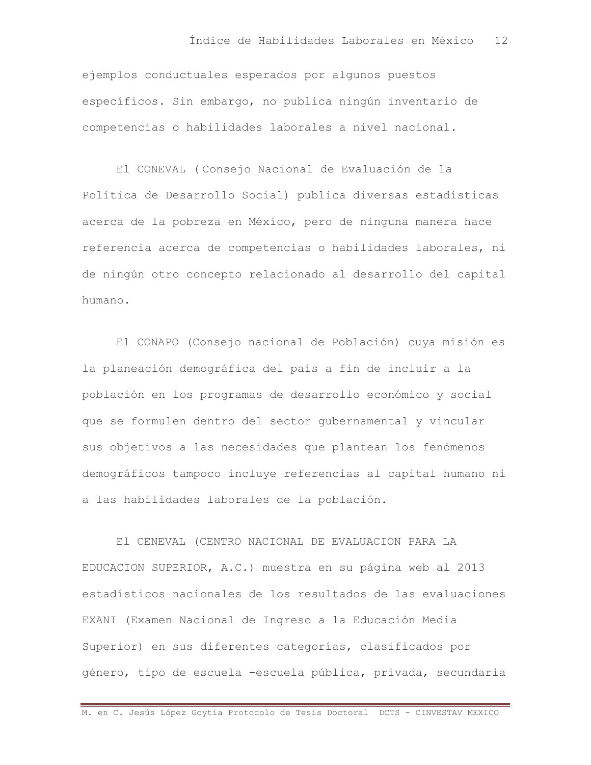ejemplos conductuales esperados por algunos puestos específicos. Sin embargo, no publica ningún inventario de competencias o habilidades laborales a nivel nacional.

El CONEVAL ( Consejo Nacional de Evaluación de la Política de Desarrollo Social) publica diversas estadísticas acerca de la pobreza en México, pero de ninguna manera hace referencia acerca de competencias o habilidades laborales, ni de ningún otro concepto relacionado al desarrollo del capital humano.

El CONAPO (Consejo nacional de Población) cuya misión es la planeación demográfica del país a fin de incluir a la población en los programas de desarrollo económico y social que se formulen dentro del sector gubernamental y vincular sus objetivos a las necesidades que plantean los fenómenos demográficos tampoco incluye referencias al capital humano ni a las habilidades laborales de la población.

El CENEVAL (CENTRO NACIONAL DE EVALUACION PARA LA EDUCACION SUPERIOR, A.C.) muestra en su página web al 2013 estadísticos nacionales de los resultados de las evaluaciones EXANI (Examen Nacional de Ingreso a la Educación Media Superior) en sus diferentes categorías, clasificados por género, tipo de escuela -escuela pública, privada, secundaria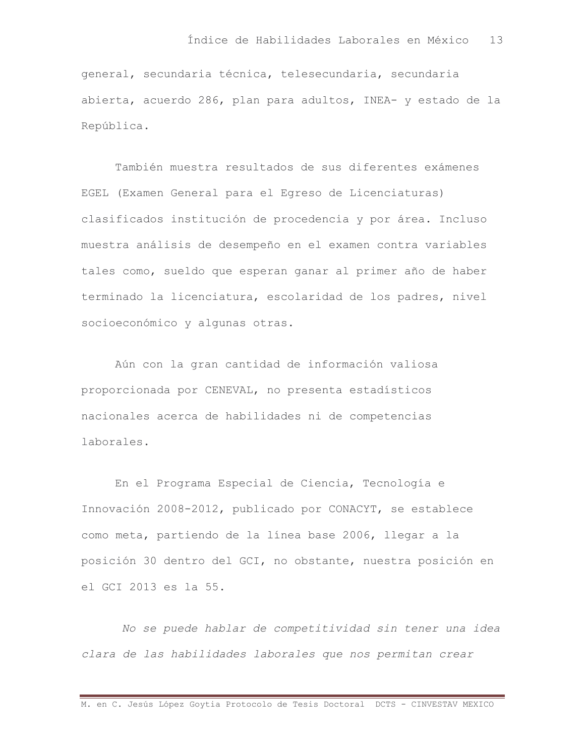general, secundaria técnica, telesecundaria, secundaria abierta, acuerdo 286, plan para adultos, INEA- y estado de la República.

También muestra resultados de sus diferentes exámenes EGEL (Examen General para el Egreso de Licenciaturas) clasificados institución de procedencia y por área. Incluso muestra análisis de desempeño en el examen contra variables tales como, sueldo que esperan ganar al primer año de haber terminado la licenciatura, escolaridad de los padres, nivel socioeconómico y algunas otras.

Aún con la gran cantidad de información valiosa proporcionada por CENEVAL, no presenta estadísticos nacionales acerca de habilidades ni de competencias laborales.

En el Programa Especial de Ciencia, Tecnología e Innovación 2008-2012, publicado por CONACYT, se establece como meta, partiendo de la línea base 2006, llegar a la posición 30 dentro del GCI, no obstante, nuestra posición en el GCI 2013 es la 55.

*No se puede hablar de competitividad sin tener una idea clara de las habilidades laborales que nos permitan crear*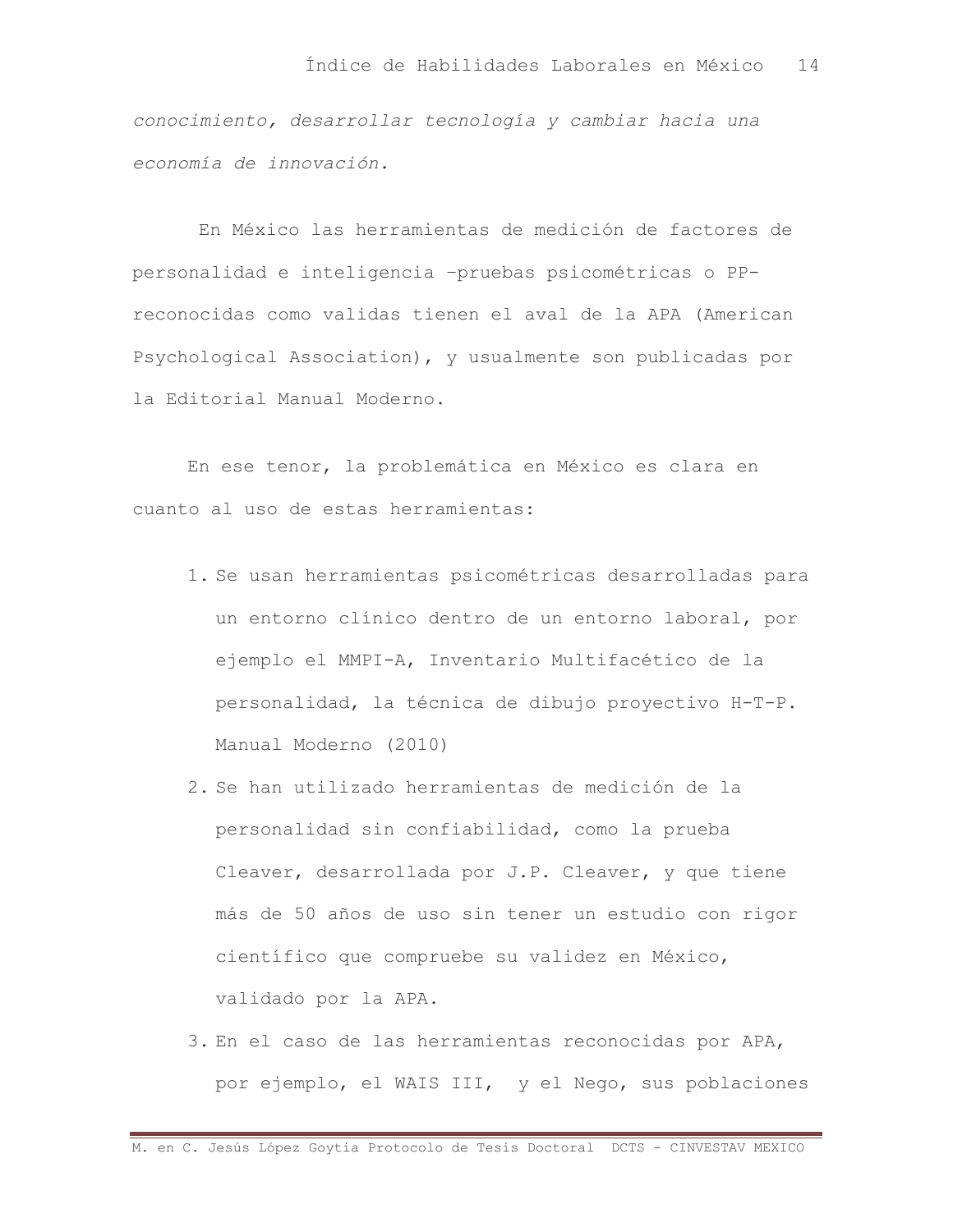*conocimiento, desarrollar tecnología y cambiar hacia una economía de innovación.*

En México las herramientas de medición de factores de personalidad e inteligencia –pruebas psicométricas o PP- reconocidas como validas tienen el aval de la APA (American Psychological Association), y usualmente son publicadas por la Editorial Manual Moderno.

En ese tenor, la problemática en México es clara en cuanto al uso de estas herramientas:

1. Se usan herramientas psicométricas desarrolladas para un entorno clínico dentro de un entorno laboral, por ejemplo el MMPI-A, Inventario Multifacético de la personalidad, la técnica de dibujo proyectivo H-T-P. Manual Moderno (2010)
2. Se han utilizado herramientas de medición de la personalidad sin confiabilidad, como la prueba Cleaver, desarrollada por J.P. Cleaver, y que tiene más de 50 años de uso sin tener un estudio con rigor científico que compruebe su validez en México, validado por la APA.
3. En el caso de las herramientas reconocidas por APA, por ejemplo, el WAIS III, y el Nego, sus poblaciones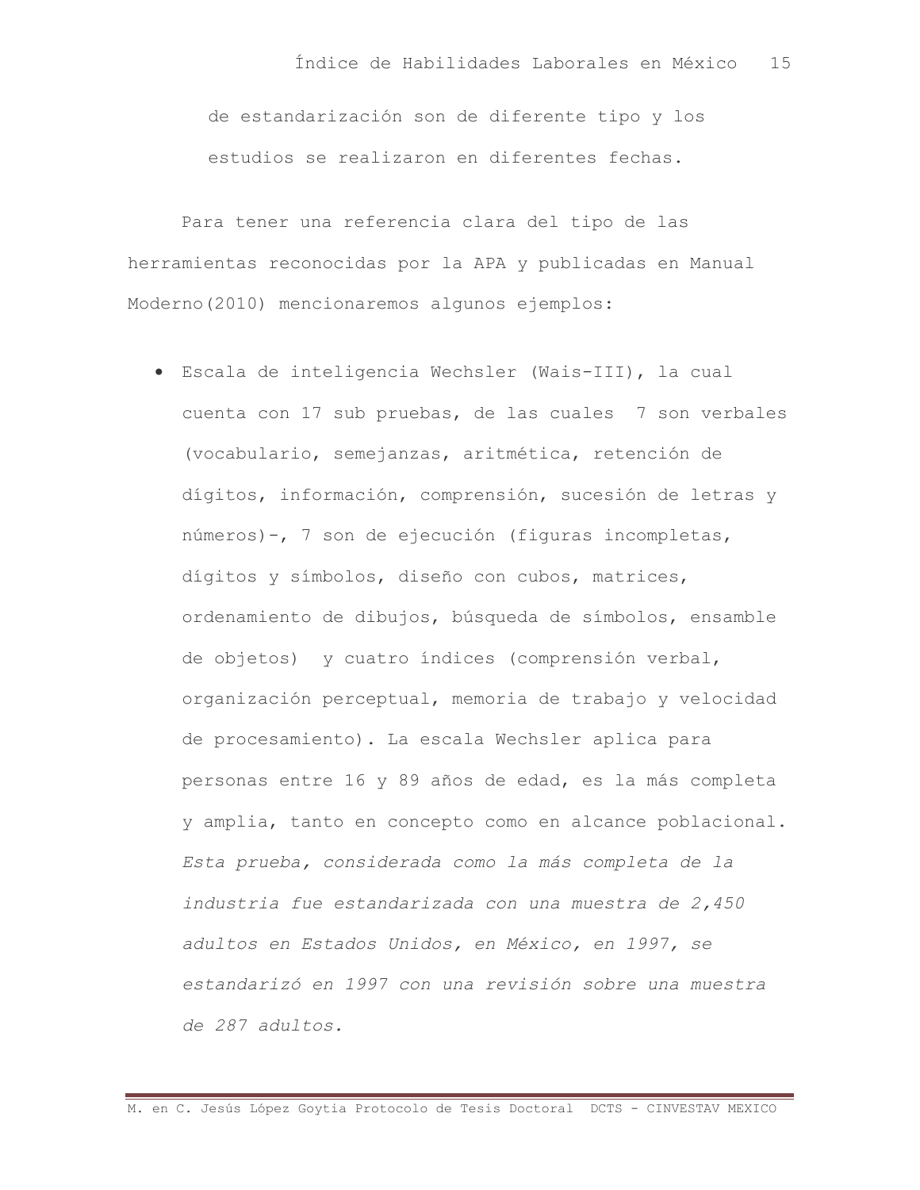de estandarización son de diferente tipo y los estudios se realizaron en diferentes fechas.

Para tener una referencia clara del tipo de las herramientas reconocidas por la APA y publicadas en Manual Moderno(2010) mencionaremos algunos ejemplos:

- Escala de inteligencia Wechsler (Wais-III), la cual cuenta con 17 sub pruebas, de las cuales 7 son verbales (vocabulario, semejanzas, aritmética, retención de dígitos, información, comprensión, sucesión de letras y números)-, 7 son de ejecución (figuras incompletas, dígitos y símbolos, diseño con cubos, matrices, ordenamiento de dibujos, búsqueda de símbolos, ensamble de objetos) y cuatro índices (comprensión verbal, organización perceptual, memoria de trabajo y velocidad de procesamiento). La escala Wechsler aplica para personas entre 16 y 89 años de edad, es la más completa y amplia, tanto en concepto como en alcance poblacional. *Esta prueba, considerada como la más completa de la industria fue estandarizada con una muestra de 2,450 adultos en Estados Unidos, en México, en 1997, se estandarizó en 1997 con una revisión sobre una muestra de 287 adultos.*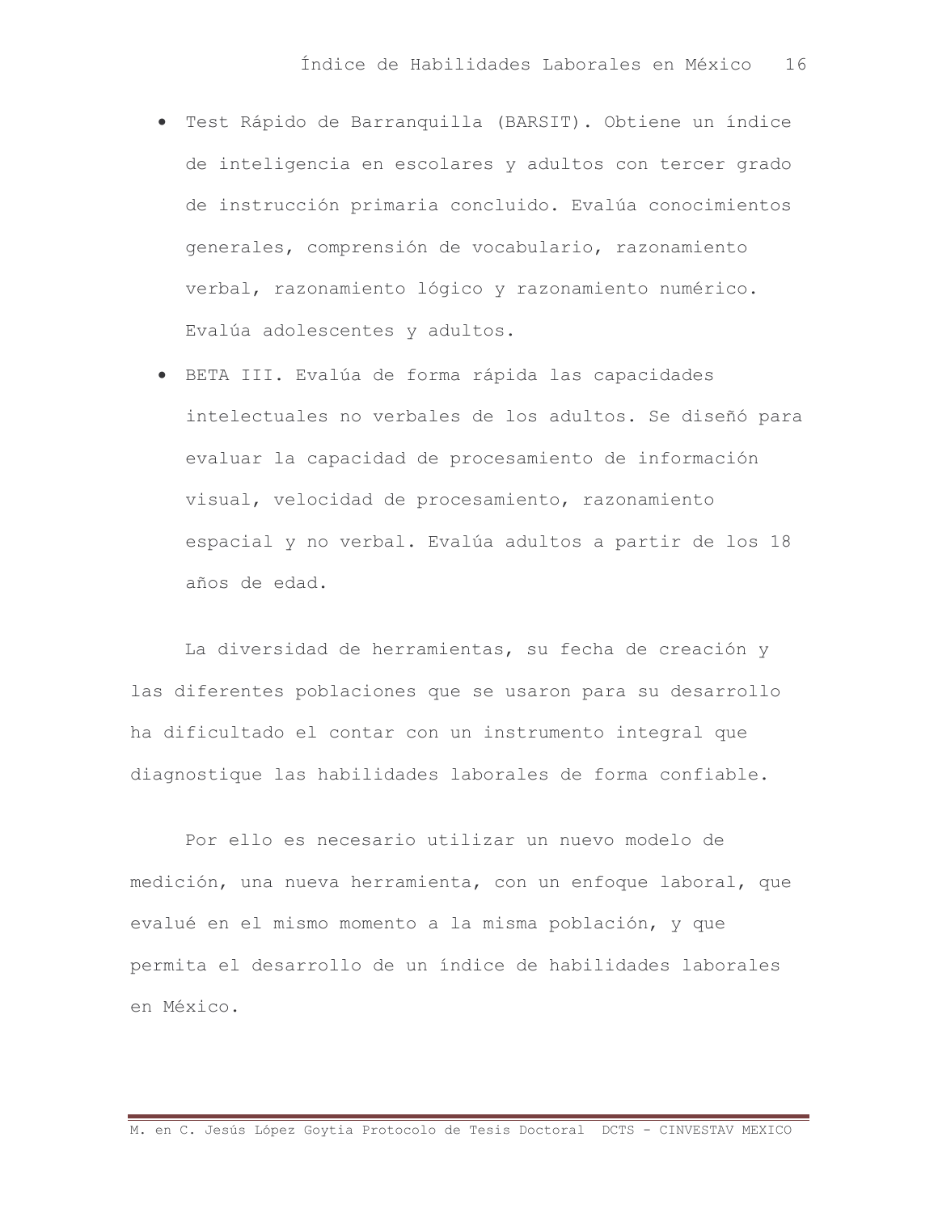- Test Rápido de Barranquilla (BARSIT). Obtiene un índice de inteligencia en escolares y adultos con tercer grado de instrucción primaria concluido. Evalúa conocimientos generales, comprensión de vocabulario, razonamiento verbal, razonamiento lógico y razonamiento numérico. Evalúa adolescentes y adultos.
- BETA III. Evalúa de forma rápida las capacidades intelectuales no verbales de los adultos. Se diseñó para evaluar la capacidad de procesamiento de información visual, velocidad de procesamiento, razonamiento espacial y no verbal. Evalúa adultos a partir de los 18 años de edad.

La diversidad de herramientas, su fecha de creación y las diferentes poblaciones que se usaron para su desarrollo ha dificultado el contar con un instrumento integral que diagnostique las habilidades laborales de forma confiable.

Por ello es necesario utilizar un nuevo modelo de medición, una nueva herramienta, con un enfoque laboral, que evalué en el mismo momento a la misma población, y que permita el desarrollo de un índice de habilidades laborales en México.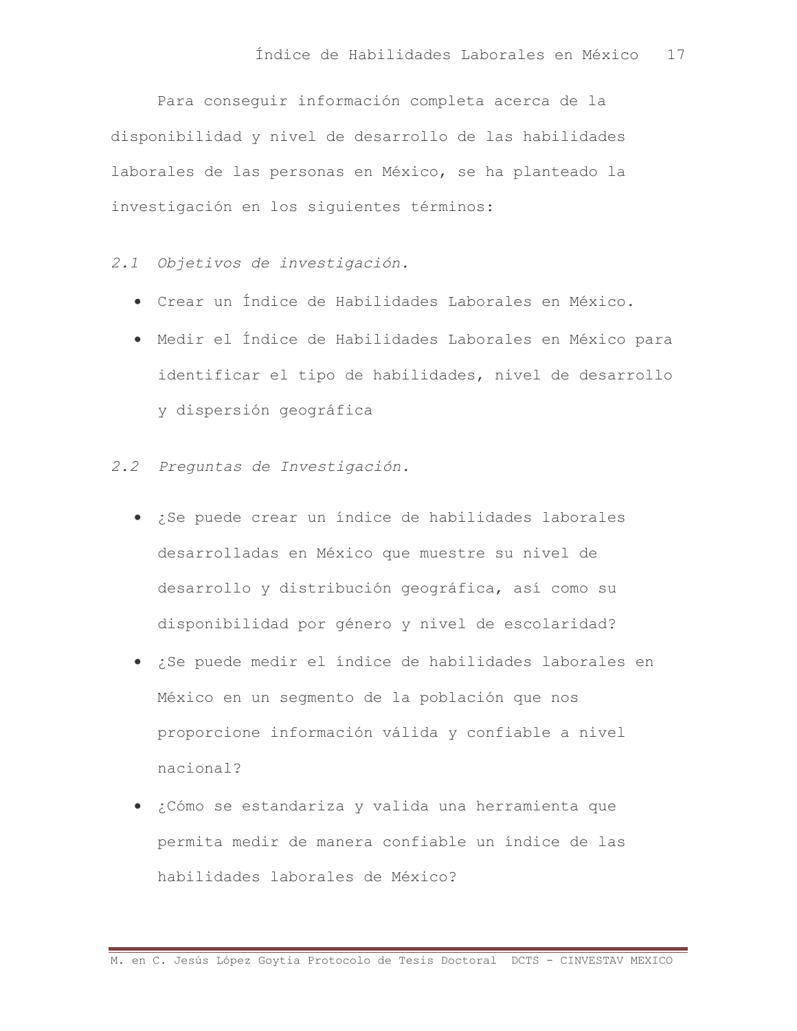Para conseguir información completa acerca de la disponibilidad y nivel de desarrollo de las habilidades laborales de las personas en México, se ha planteado la investigación en los siguientes términos:

## *2.1 Objetivos de investigación.*

- Crear un Índice de Habilidades Laborales en México.
- Medir el Índice de Habilidades Laborales en México para identificar el tipo de habilidades, nivel de desarrollo y dispersión geográfica

## *2.2 Preguntas de Investigación.*

- ¿Se puede crear un índice de habilidades laborales desarrolladas en México que muestre su nivel de desarrollo y distribución geográfica, así como su disponibilidad por género y nivel de escolaridad?
- ¿Se puede medir el índice de habilidades laborales en México en un segmento de la población que nos proporcione información válida y confiable a nivel nacional?
- ¿Cómo se estandariza y valida una herramienta que permita medir de manera confiable un índice de las habilidades laborales de México?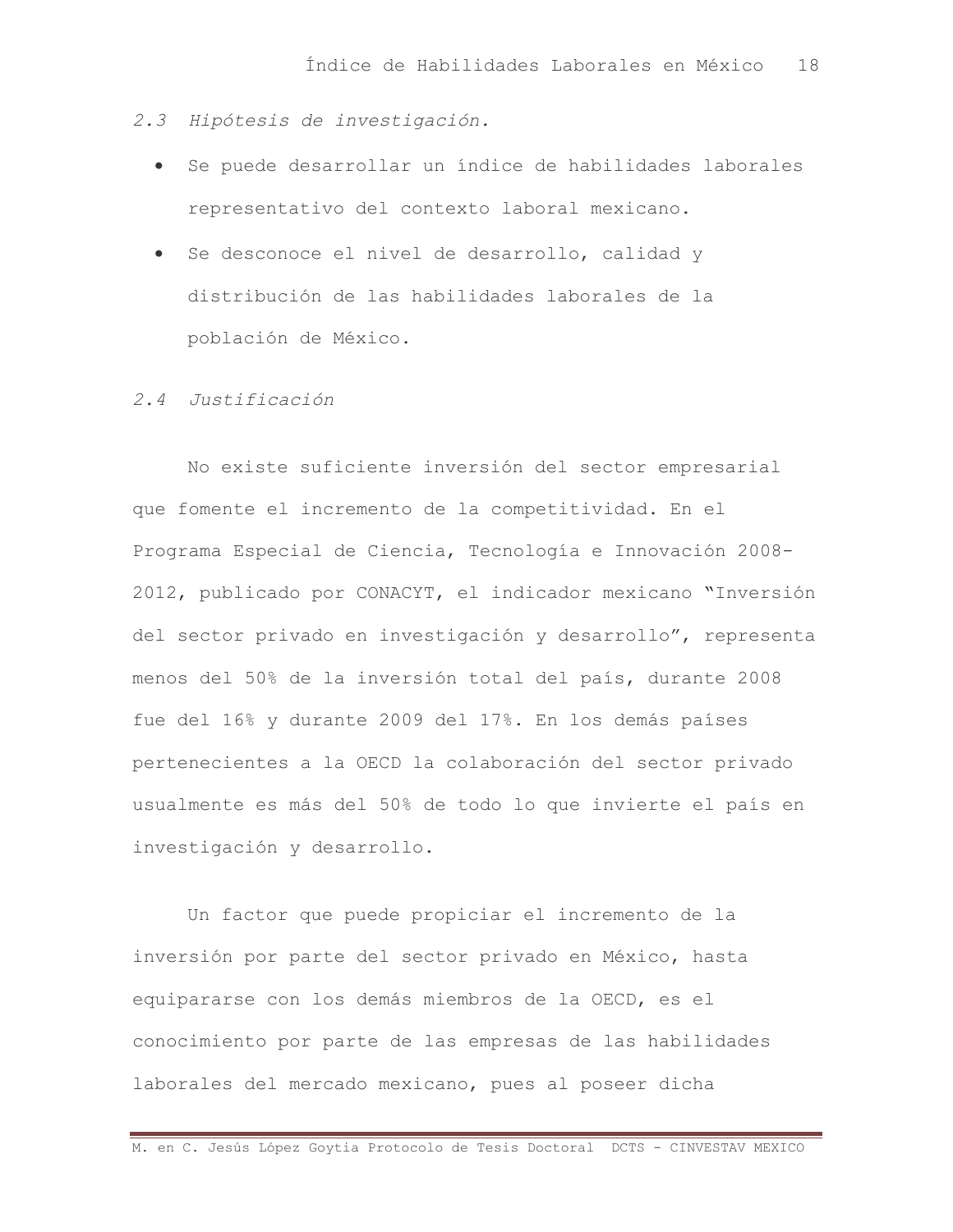### *2.3 Hipótesis de investigación.*

- Se puede desarrollar un índice de habilidades laborales representativo del contexto laboral mexicano.
- Se desconoce el nivel de desarrollo, calidad y distribución de las habilidades laborales de la población de México.

### *2.4 Justificación*

No existe suficiente inversión del sector empresarial que fomente el incremento de la competitividad. En el Programa Especial de Ciencia, Tecnología e Innovación 2008-2012, publicado por CONACYT, el indicador mexicano "Inversión del sector privado en investigación y desarrollo", representa menos del 50% de la inversión total del país, durante 2008 fue del 16% y durante 2009 del 17%. En los demás países pertenecientes a la OECD la colaboración del sector privado usualmente es más del 50% de todo lo que invierte el país en investigación y desarrollo.

Un factor que puede propiciar el incremento de la inversión por parte del sector privado en México, hasta equipararse con los demás miembros de la OECD, es el conocimiento por parte de las empresas de las habilidades laborales del mercado mexicano, pues al poseer dicha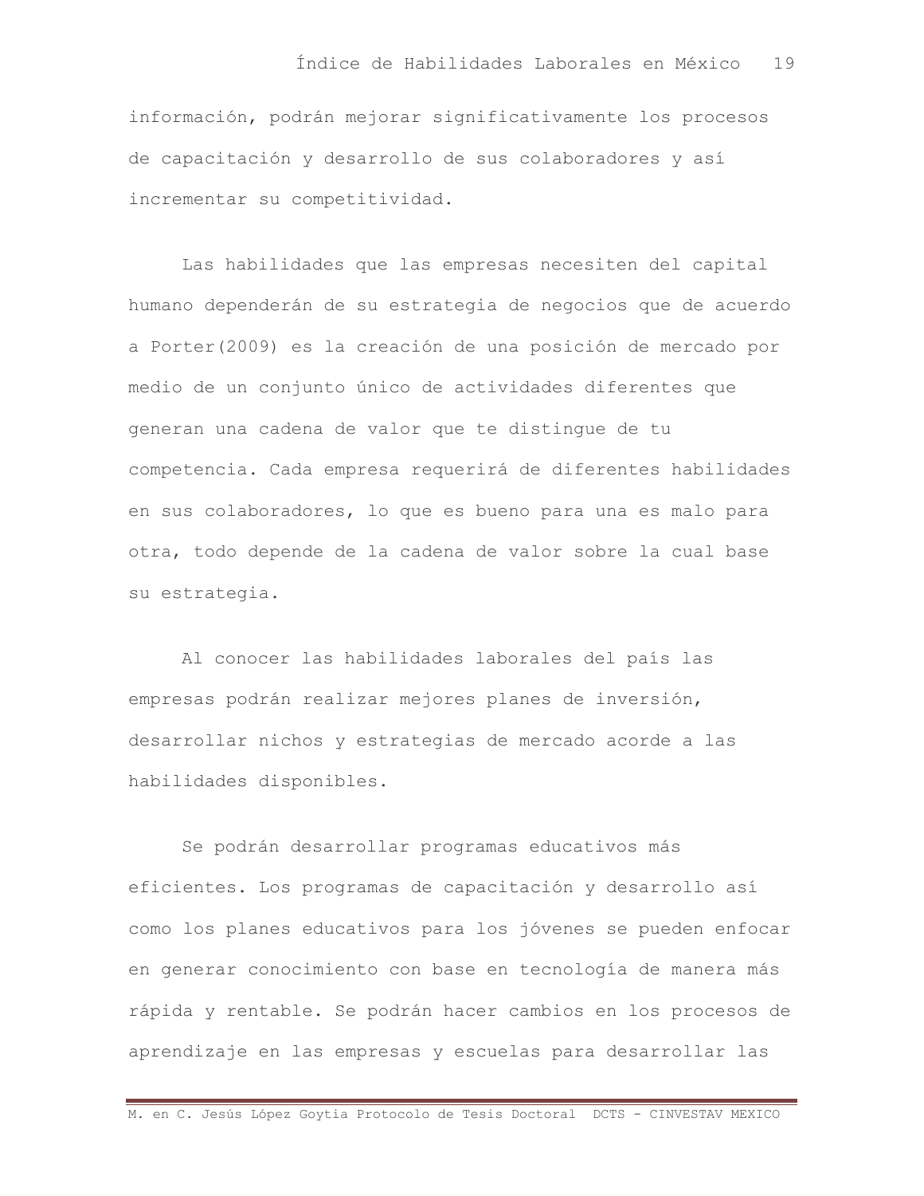información, podrán mejorar significativamente los procesos de capacitación y desarrollo de sus colaboradores y así incrementar su competitividad.

Las habilidades que las empresas necesiten del capital humano dependerán de su estrategia de negocios que de acuerdo a Porter(2009) es la creación de una posición de mercado por medio de un conjunto único de actividades diferentes que generan una cadena de valor que te distingue de tu competencia. Cada empresa requerirá de diferentes habilidades en sus colaboradores, lo que es bueno para una es malo para otra, todo depende de la cadena de valor sobre la cual base su estrategia.

Al conocer las habilidades laborales del país las empresas podrán realizar mejores planes de inversión, desarrollar nichos y estrategias de mercado acorde a las habilidades disponibles.

Se podrán desarrollar programas educativos más eficientes. Los programas de capacitación y desarrollo así como los planes educativos para los jóvenes se pueden enfocar en generar conocimiento con base en tecnología de manera más rápida y rentable. Se podrán hacer cambios en los procesos de aprendizaje en las empresas y escuelas para desarrollar las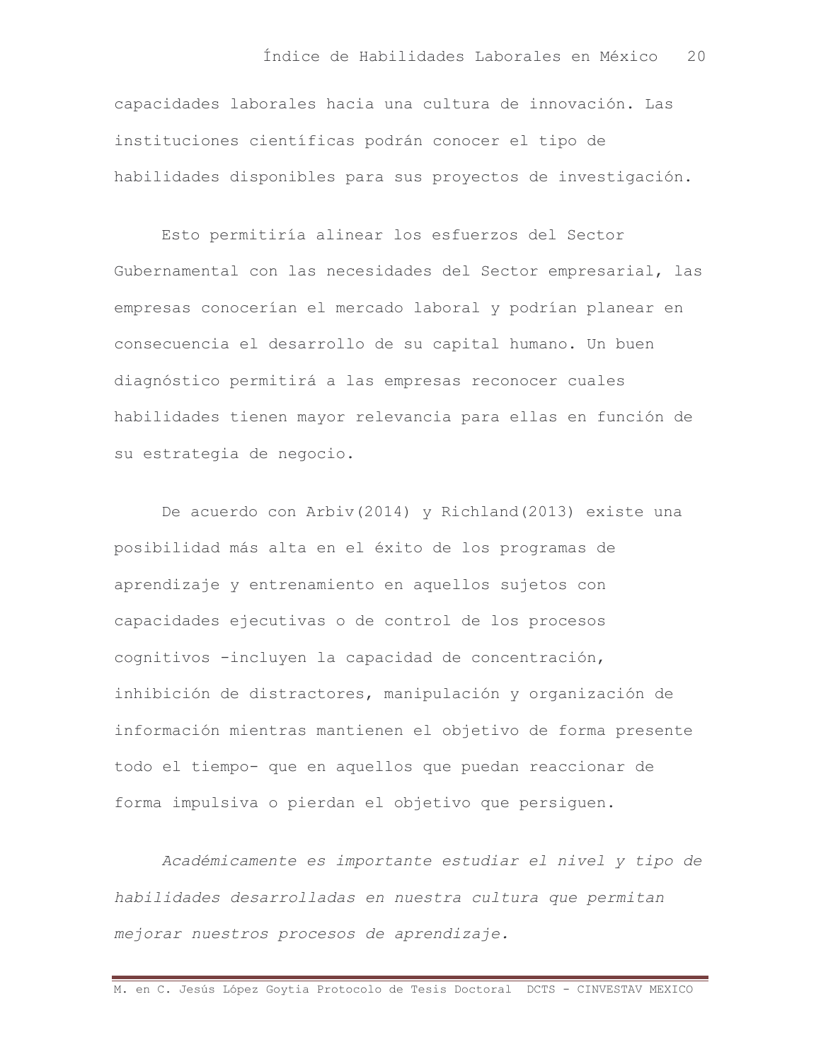capacidades laborales hacia una cultura de innovación. Las instituciones científicas podrán conocer el tipo de habilidades disponibles para sus proyectos de investigación.

Esto permitiría alinear los esfuerzos del Sector Gubernamental con las necesidades del Sector empresarial, las empresas conocerían el mercado laboral y podrían planear en consecuencia el desarrollo de su capital humano. Un buen diagnóstico permitirá a las empresas reconocer cuales habilidades tienen mayor relevancia para ellas en función de su estrategia de negocio.

De acuerdo con Arbiv(2014) y Richland(2013) existe una posibilidad más alta en el éxito de los programas de aprendizaje y entrenamiento en aquellos sujetos con capacidades ejecutivas o de control de los procesos cognitivos -incluyen la capacidad de concentración, inhibición de distractores, manipulación y organización de información mientras mantienen el objetivo de forma presente todo el tiempo- que en aquellos que puedan reaccionar de forma impulsiva o pierdan el objetivo que persiguen.

*Académicamente es importante estudiar el nivel y tipo de habilidades desarrolladas en nuestra cultura que permitan mejorar nuestros procesos de aprendizaje.*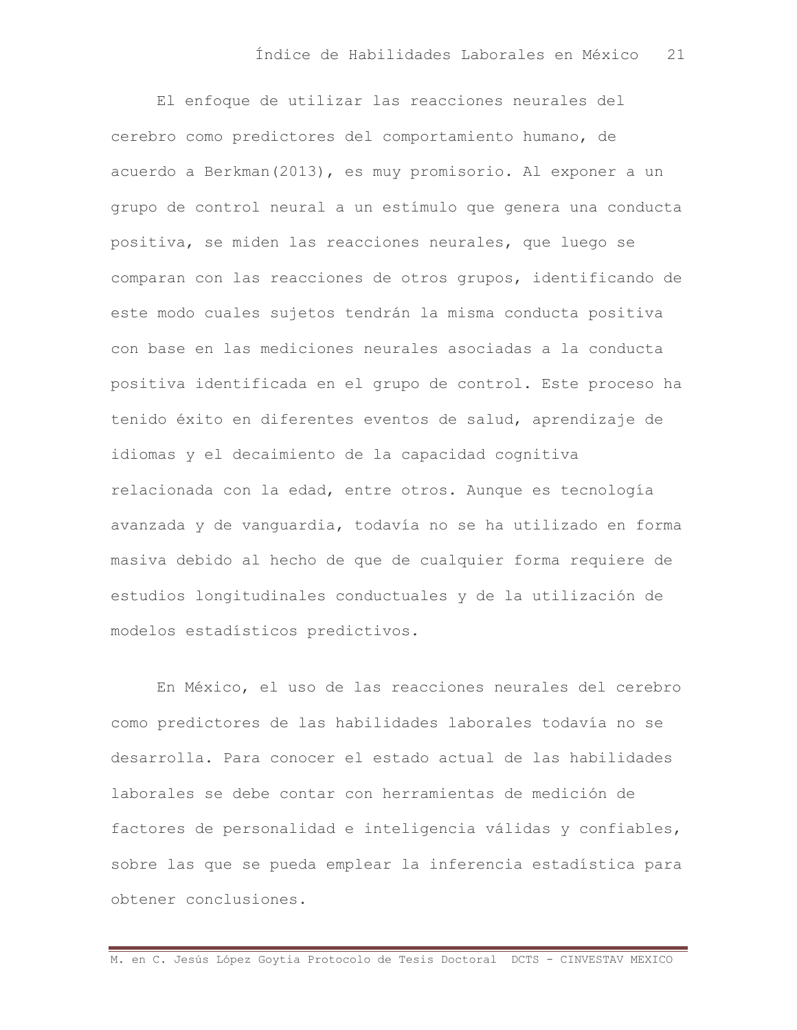El enfoque de utilizar las reacciones neurales del cerebro como predictores del comportamiento humano, de acuerdo a Berkman(2013), es muy promisorio. Al exponer a un grupo de control neural a un estímulo que genera una conducta positiva, se miden las reacciones neurales, que luego se comparan con las reacciones de otros grupos, identificando de este modo cuales sujetos tendrán la misma conducta positiva con base en las mediciones neurales asociadas a la conducta positiva identificada en el grupo de control. Este proceso ha tenido éxito en diferentes eventos de salud, aprendizaje de idiomas y el decaimiento de la capacidad cognitiva relacionada con la edad, entre otros. Aunque es tecnología avanzada y de vanguardia, todavía no se ha utilizado en forma masiva debido al hecho de que de cualquier forma requiere de estudios longitudinales conductuales y de la utilización de modelos estadísticos predictivos.

En México, el uso de las reacciones neurales del cerebro como predictores de las habilidades laborales todavía no se desarrolla. Para conocer el estado actual de las habilidades laborales se debe contar con herramientas de medición de factores de personalidad e inteligencia válidas y confiables, sobre las que se pueda emplear la inferencia estadística para obtener conclusiones.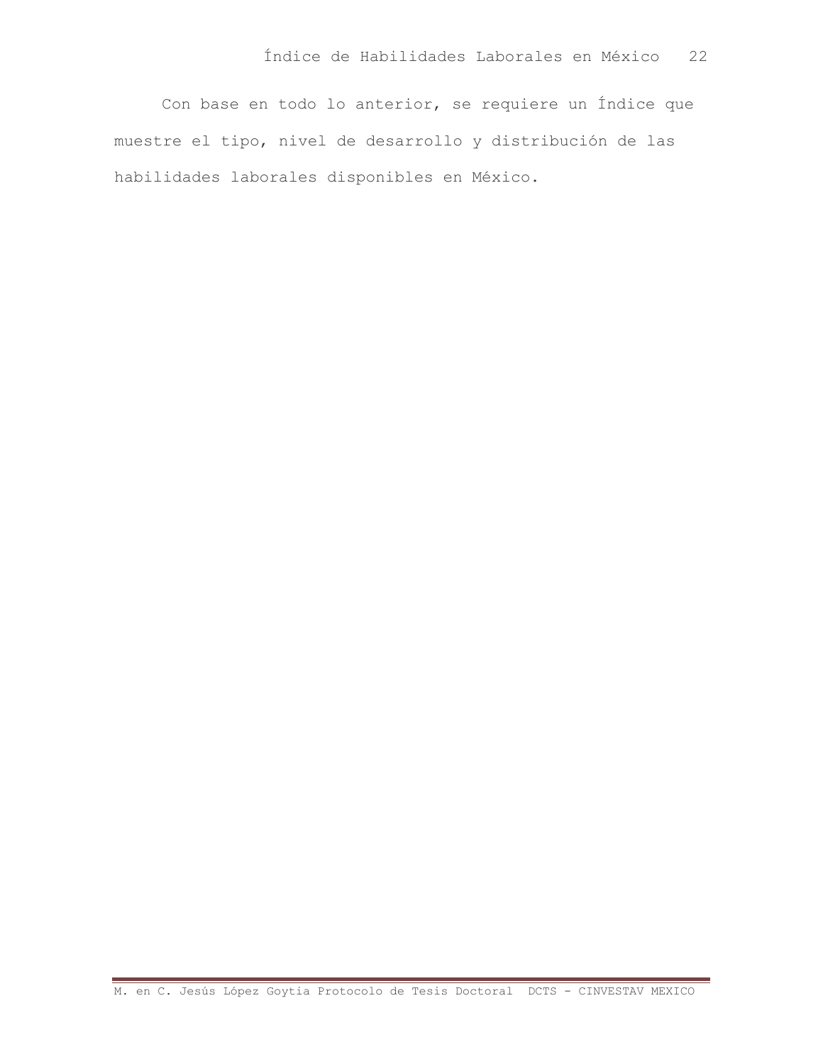Con base en todo lo anterior, se requiere un Índice que muestre el tipo, nivel de desarrollo y distribución de las habilidades laborales disponibles en México.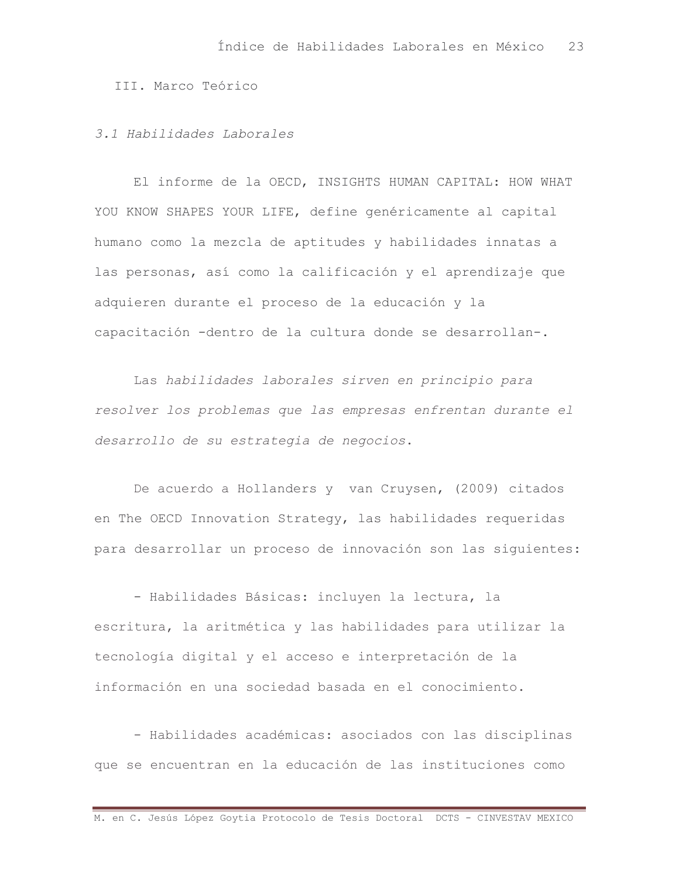# III. Marco Teórico

## *3.1 Habilidades Laborales*

El informe de la OECD, INSIGHTS HUMAN CAPITAL: HOW WHAT YOU KNOW SHAPES YOUR LIFE, define genéricamente al capital humano como la mezcla de aptitudes y habilidades innatas a las personas, así como la calificación y el aprendizaje que adquieren durante el proceso de la educación y la capacitación -dentro de la cultura donde se desarrollan-.

Las *habilidades laborales sirven en principio para resolver los problemas que las empresas enfrentan durante el desarrollo de su estrategia de negocios*.

De acuerdo a Hollanders y van Cruysen, (2009) citados en The OECD Innovation Strategy, las habilidades requeridas para desarrollar un proceso de innovación son las siguientes:

- Habilidades Básicas: incluyen la lectura, la escritura, la aritmética y las habilidades para utilizar la tecnología digital y el acceso e interpretación de la información en una sociedad basada en el conocimiento.

- Habilidades académicas: asociados con las disciplinas que se encuentran en la educación de las instituciones como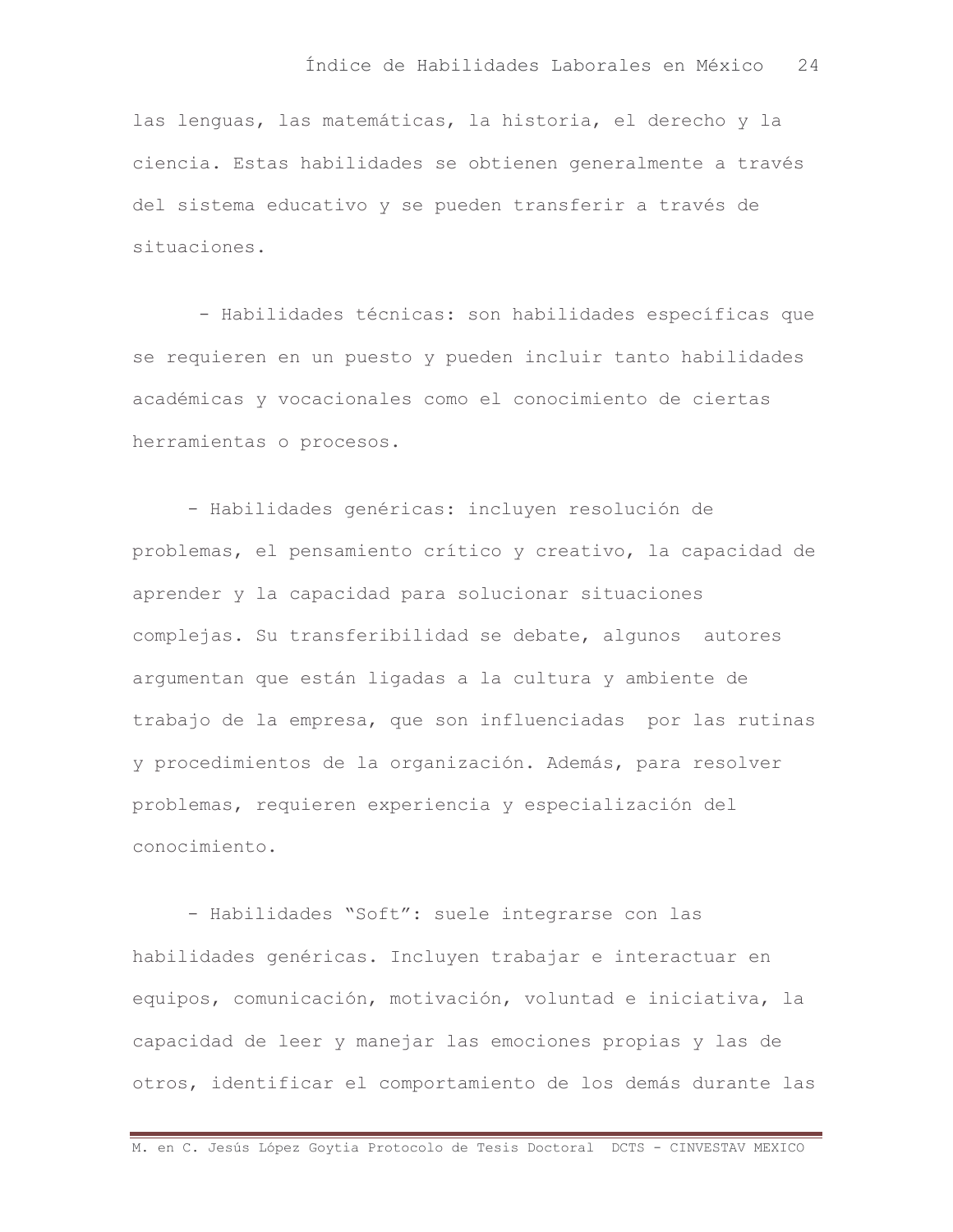las lenguas, las matemáticas, la historia, el derecho y la ciencia. Estas habilidades se obtienen generalmente a través del sistema educativo y se pueden transferir a través de situaciones.

- Habilidades técnicas: son habilidades específicas que se requieren en un puesto y pueden incluir tanto habilidades académicas y vocacionales como el conocimiento de ciertas herramientas o procesos.

- Habilidades genéricas: incluyen resolución de problemas, el pensamiento crítico y creativo, la capacidad de aprender y la capacidad para solucionar situaciones complejas. Su transferibilidad se debate, algunos autores argumentan que están ligadas a la cultura y ambiente de trabajo de la empresa, que son influenciadas por las rutinas y procedimientos de la organización. Además, para resolver problemas, requieren experiencia y especialización del conocimiento.

- Habilidades "Soft": suele integrarse con las habilidades genéricas. Incluyen trabajar e interactuar en equipos, comunicación, motivación, voluntad e iniciativa, la capacidad de leer y manejar las emociones propias y las de otros, identificar el comportamiento de los demás durante las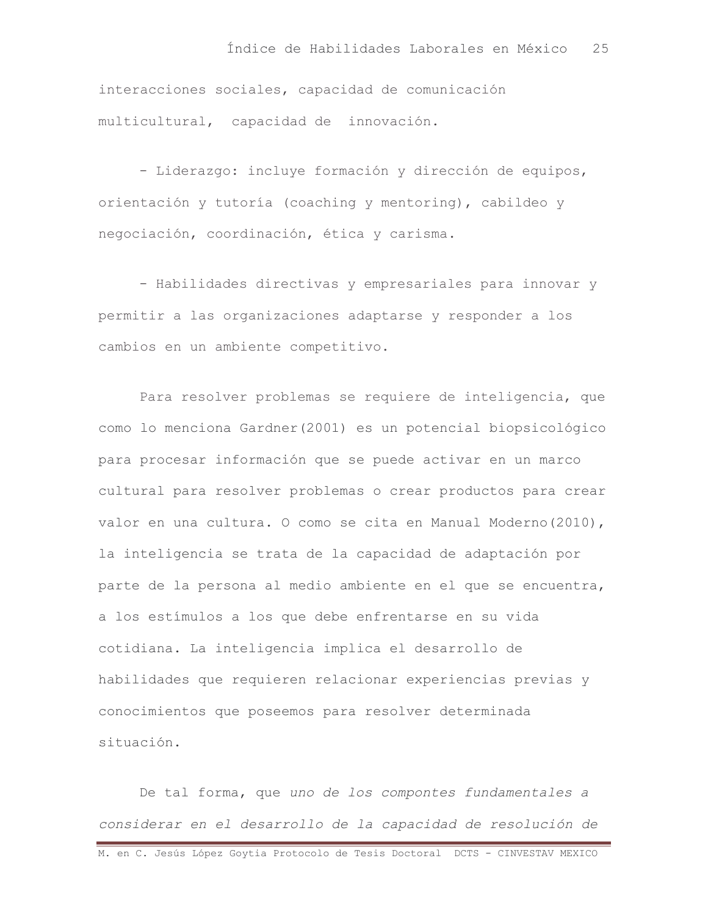interacciones sociales, capacidad de comunicación multicultural, capacidad de innovación.

- Liderazgo: incluye formación y dirección de equipos, orientación y tutoría (coaching y mentoring), cabildeo y negociación, coordinación, ética y carisma.

- Habilidades directivas y empresariales para innovar y permitir a las organizaciones adaptarse y responder a los cambios en un ambiente competitivo.

Para resolver problemas se requiere de inteligencia, que como lo menciona Gardner(2001) es un potencial biopsicológico para procesar información que se puede activar en un marco cultural para resolver problemas o crear productos para crear valor en una cultura. O como se cita en Manual Moderno(2010), la inteligencia se trata de la capacidad de adaptación por parte de la persona al medio ambiente en el que se encuentra, a los estímulos a los que debe enfrentarse en su vida cotidiana. La inteligencia implica el desarrollo de habilidades que requieren relacionar experiencias previas y conocimientos que poseemos para resolver determinada situación.

De tal forma, que *uno de los compontes fundamentales a considerar en el desarrollo de la capacidad de resolución de*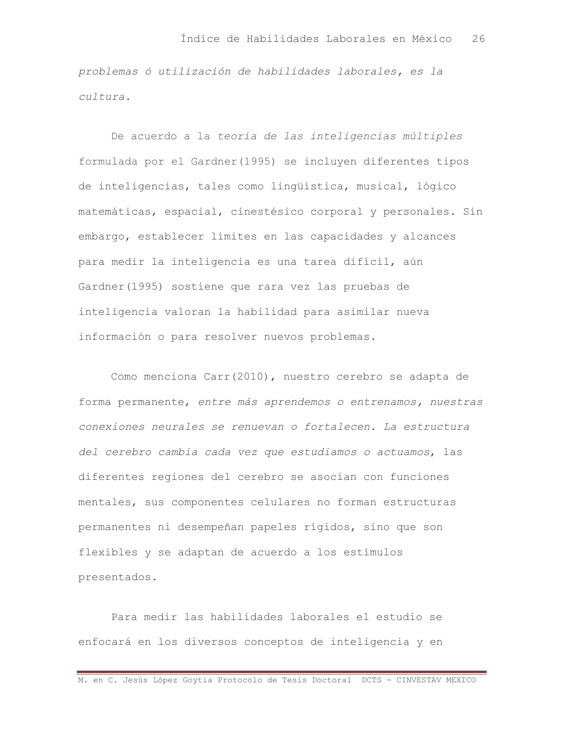*problemas ó utilización de habilidades laborales, es la cultura.*

De acuerdo a la *teoría de las inteligencias múltiples* formulada por el Gardner(1995) se incluyen diferentes tipos de inteligencias, tales como lingüística, musical, lógico matemáticas, espacial, cinestésico corporal y personales. Sin embargo, establecer límites en las capacidades y alcances para medir la inteligencia es una tarea difícil, aún Gardner(1995) sostiene que rara vez las pruebas de inteligencia valoran la habilidad para asimilar nueva información o para resolver nuevos problemas.

Como menciona Carr(2010), nuestro cerebro se adapta de forma permanente, *entre más aprendemos o entrenamos, nuestras conexiones neurales se renuevan o fortalecen*. *La estructura del cerebro cambia cada vez que estudiamos o actuamos*, las diferentes regiones del cerebro se asocian con funciones mentales, sus componentes celulares no forman estructuras permanentes ni desempeñan papeles rígidos, sino que son flexibles y se adaptan de acuerdo a los estímulos presentados.

Para medir las habilidades laborales el estudio se enfocará en los diversos conceptos de inteligencia y en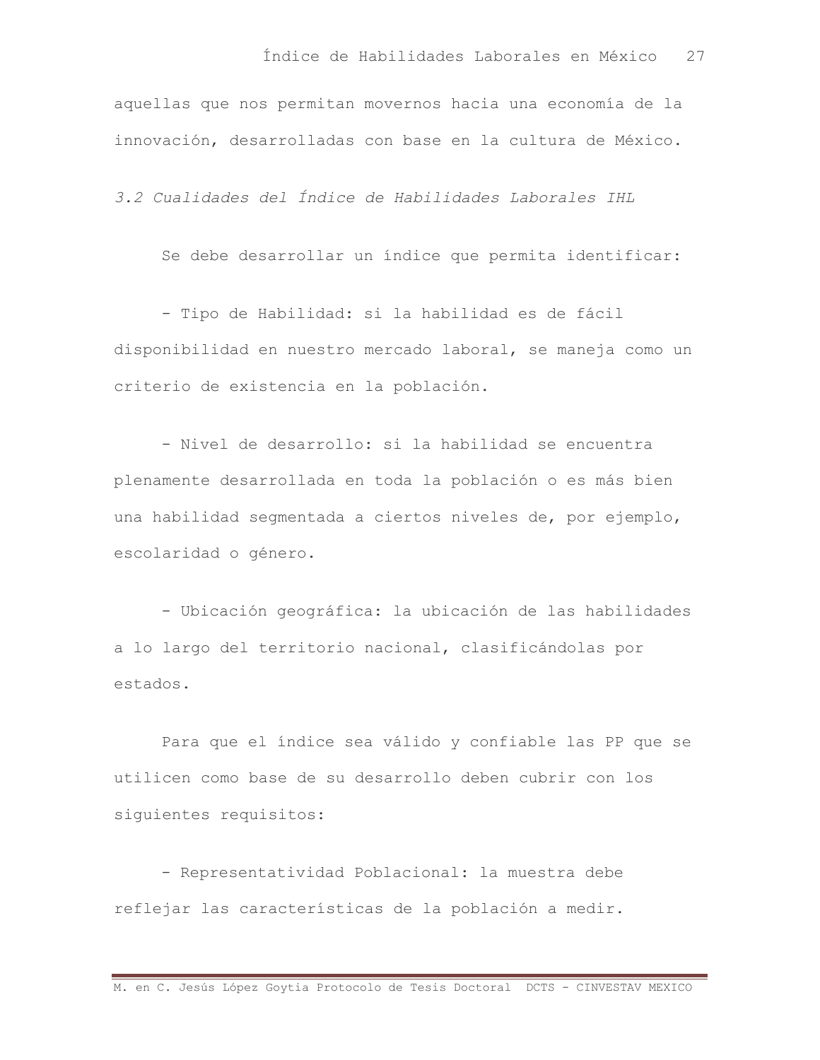aquellas que nos permitan movernos hacia una economía de la innovación, desarrolladas con base en la cultura de México.

### *3.2 Cualidades del Índice de Habilidades Laborales IHL*

Se debe desarrollar un índice que permita identificar:

- Tipo de Habilidad: si la habilidad es de fácil disponibilidad en nuestro mercado laboral, se maneja como un criterio de existencia en la población.

- Nivel de desarrollo: si la habilidad se encuentra plenamente desarrollada en toda la población o es más bien una habilidad segmentada a ciertos niveles de, por ejemplo, escolaridad o género.

- Ubicación geográfica: la ubicación de las habilidades a lo largo del territorio nacional, clasificándolas por estados.

Para que el índice sea válido y confiable las PP que se utilicen como base de su desarrollo deben cubrir con los siguientes requisitos:

- Representatividad Poblacional: la muestra debe reflejar las características de la población a medir.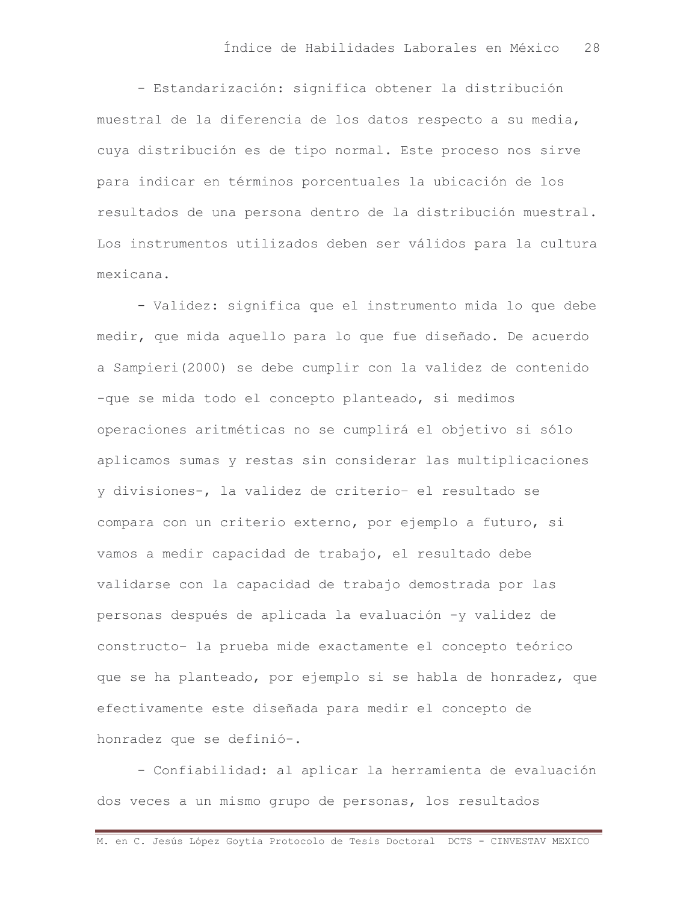- Estandarización: significa obtener la distribución muestral de la diferencia de los datos respecto a su media, cuya distribución es de tipo normal. Este proceso nos sirve para indicar en términos porcentuales la ubicación de los resultados de una persona dentro de la distribución muestral. Los instrumentos utilizados deben ser válidos para la cultura mexicana.

- Validez: significa que el instrumento mida lo que debe medir, que mida aquello para lo que fue diseñado. De acuerdo a Sampieri(2000) se debe cumplir con la validez de contenido -que se mida todo el concepto planteado, si medimos operaciones aritméticas no se cumplirá el objetivo si sólo aplicamos sumas y restas sin considerar las multiplicaciones y divisiones-, la validez de criterio– el resultado se compara con un criterio externo, por ejemplo a futuro, si vamos a medir capacidad de trabajo, el resultado debe validarse con la capacidad de trabajo demostrada por las personas después de aplicada la evaluación -y validez de constructo– la prueba mide exactamente el concepto teórico que se ha planteado, por ejemplo si se habla de honradez, que efectivamente este diseñada para medir el concepto de honradez que se definió-.

- Confiabilidad: al aplicar la herramienta de evaluación dos veces a un mismo grupo de personas, los resultados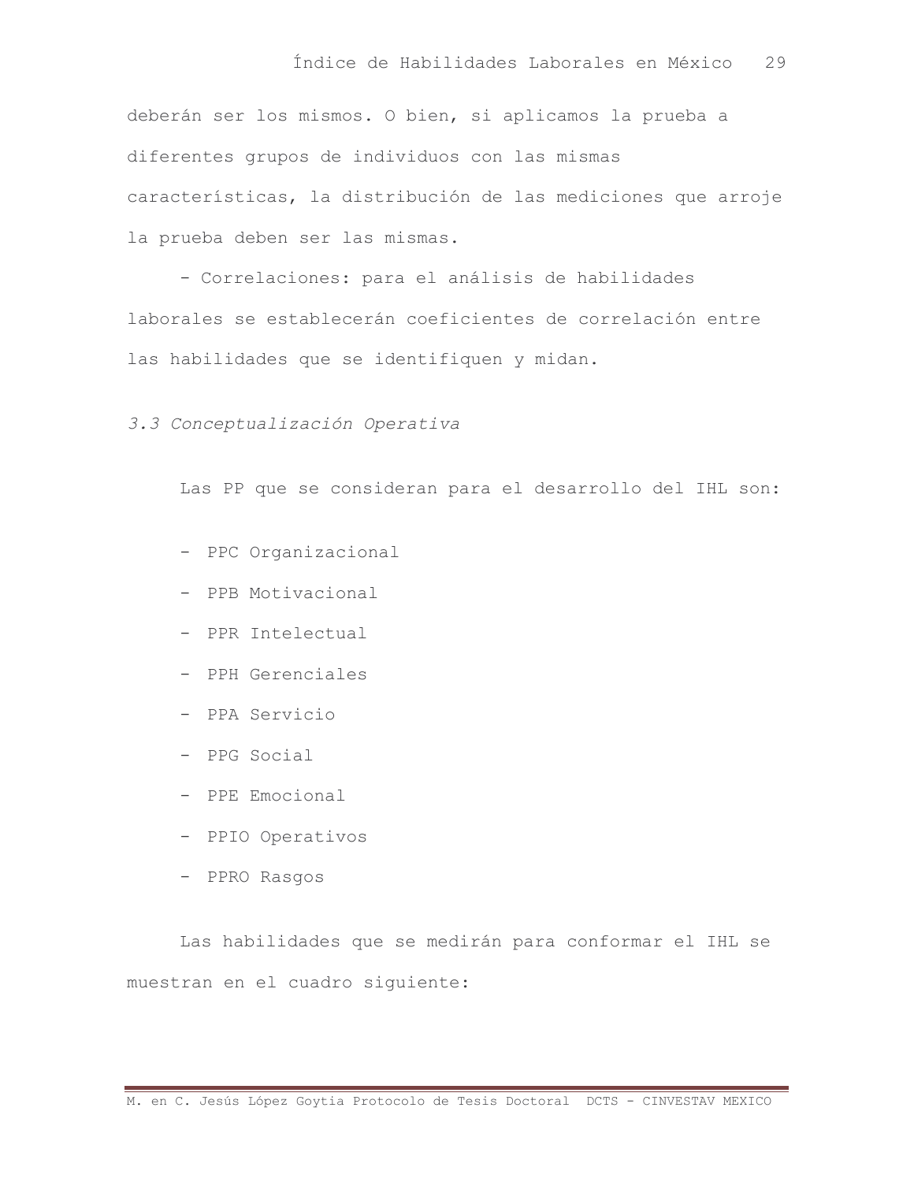deberán ser los mismos. O bien, si aplicamos la prueba a diferentes grupos de individuos con las mismas características, la distribución de las mediciones que arroje la prueba deben ser las mismas.

- Correlaciones: para el análisis de habilidades laborales se establecerán coeficientes de correlación entre las habilidades que se identifiquen y midan.

### *3.3 Conceptualización Operativa*

Las PP que se consideran para el desarrollo del IHL son:

- PPC Organizacional
- PPB Motivacional
- PPR Intelectual
- PPH Gerenciales
- PPA Servicio
- PPG Social
- PPE Emocional
- PPIO Operativos
- PPRO Rasgos

Las habilidades que se medirán para conformar el IHL se muestran en el cuadro siguiente: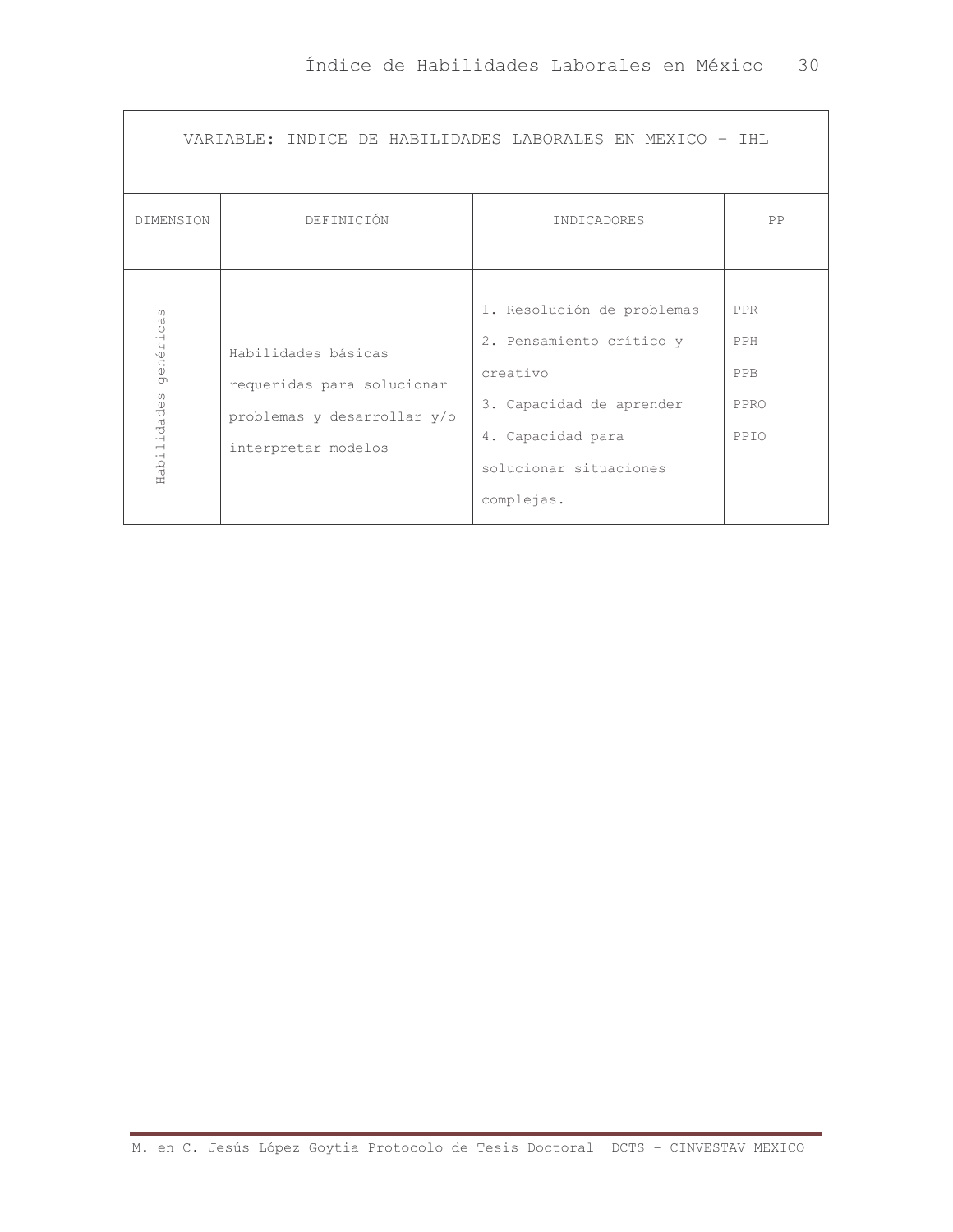| VARIABLE: INDICE DE HABILIDADES LABORALES EN MEXICO – IHL | | | |
|---|---|---|---|
| DIMENSION | DEFINICIÓN | INDICADORES | PP |
| Habilidades genéricas | Habilidades básicas requeridas para solucionar problemas y desarrollar y/o interpretar modelos | 1. Resolución de problemas<br>2. Pensamiento crítico y creativo<br>3. Capacidad de aprender<br>4. Capacidad para solucionar situaciones complejas. | PPR<br>PPH<br>PPB<br>PPRO<br>PPIO |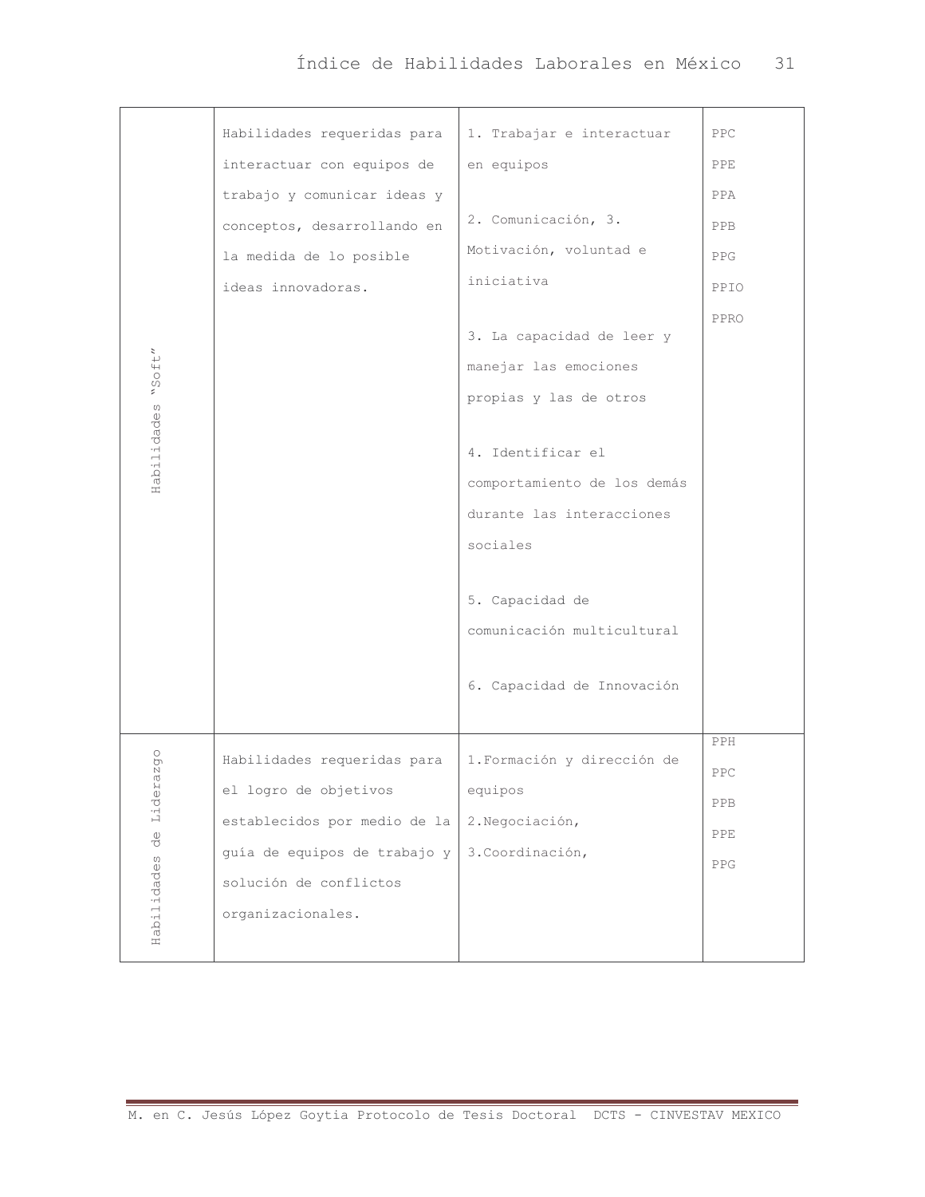| | | | |
|---|---|---|---|
| Habilidades "Soft" | Habilidades requeridas para interactuar con equipos de trabajo y comunicar ideas y conceptos, desarrollando en la medida de lo posible ideas innovadoras. | 1. Trabajar e interactuar en equipos<br><br>2. Comunicación, 3. Motivación, voluntad e iniciativa<br><br>3. La capacidad de leer y manejar las emociones propias y las de otros<br><br>4. Identificar el comportamiento de los demás durante las interacciones sociales<br><br>5. Capacidad de comunicación multicultural<br><br>6. Capacidad de Innovación | PPC<br>PPE<br>PPA<br>PPB<br>PPG<br>PPIO<br>PPRO |
| Habilidades de Liderazgo | Habilidades requeridas para el logro de objetivos establecidos por medio de la guía de equipos de trabajo y solución de conflictos organizacionales. | 1.Formación y dirección de equipos<br>2.Negociación,<br>3.Coordinación, | PPH<br>PPC<br>PPB<br>PPE<br>PPG |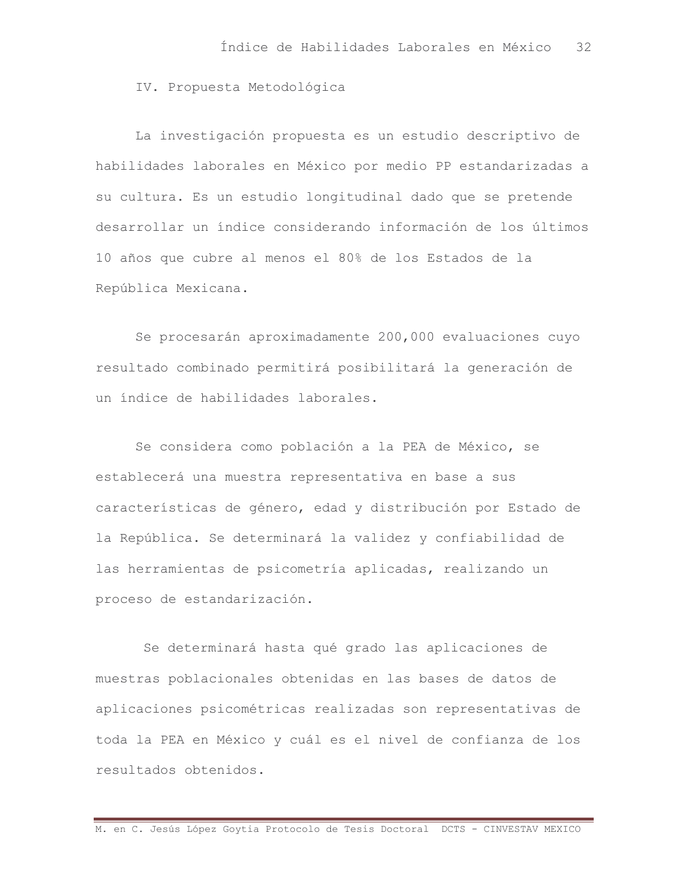## IV. Propuesta Metodológica

La investigación propuesta es un estudio descriptivo de habilidades laborales en México por medio PP estandarizadas a su cultura. Es un estudio longitudinal dado que se pretende desarrollar un índice considerando información de los últimos 10 años que cubre al menos el 80% de los Estados de la República Mexicana.

Se procesarán aproximadamente 200,000 evaluaciones cuyo resultado combinado permitirá posibilitará la generación de un índice de habilidades laborales.

Se considera como población a la PEA de México, se establecerá una muestra representativa en base a sus características de género, edad y distribución por Estado de la República. Se determinará la validez y confiabilidad de las herramientas de psicometría aplicadas, realizando un proceso de estandarización.

Se determinará hasta qué grado las aplicaciones de muestras poblacionales obtenidas en las bases de datos de aplicaciones psicométricas realizadas son representativas de toda la PEA en México y cuál es el nivel de confianza de los resultados obtenidos.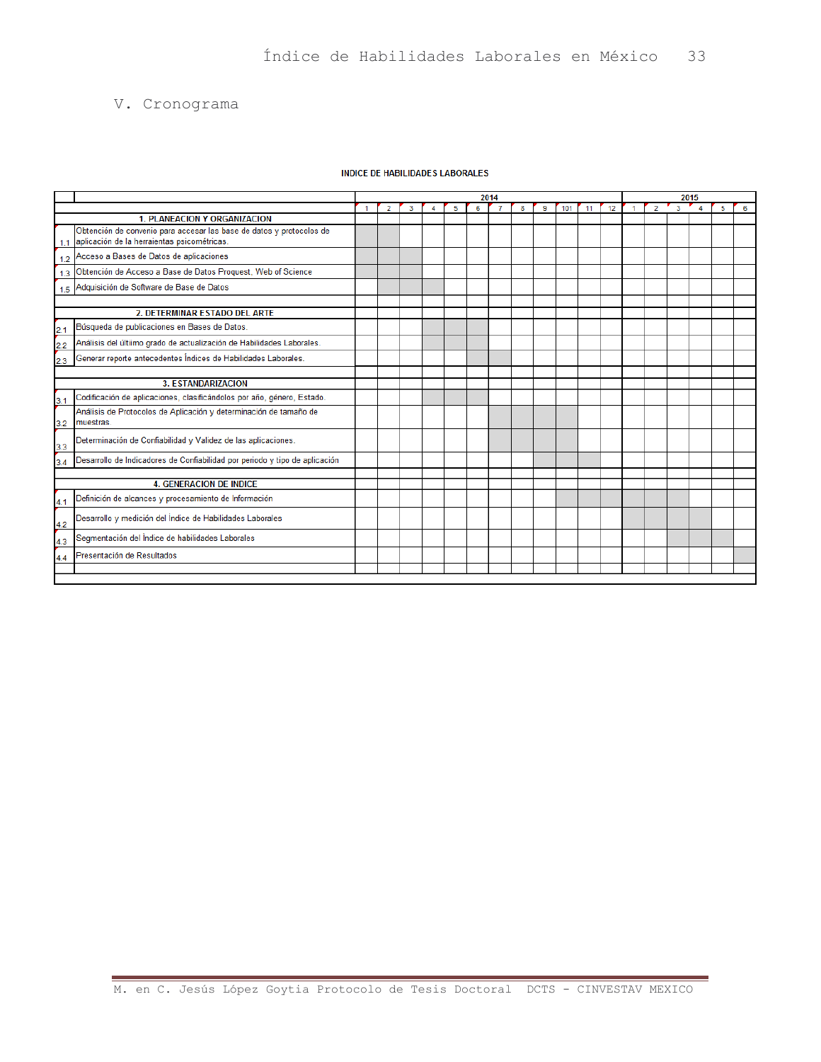## V. Cronograma

**INDICE DE HABILIDADES LABORALES**

| | | 2014 | | | | | | | | | | | | 2015 | | | | | |
|---|---|---|---|---|---|---|---|---|---|---|---|---|---|---|---|---|---|---|---|
| | | 1 | 2 | 3 | 4 | 5 | 6 | 7 | 8 | 9 | 101 | 11 | 12 | 1 | 2 | 3 | 4 | 5 | 6 |
| | **1. PLANEACION Y ORGANIZACION** | | | | | | | | | | | | | | | | | | |
| 1.1 | Obtención de convenio para accesar las base de datos y protocolos de aplicación de la herraientas psicométricas. | X | X | | | | | | | | | | | | | | | | |
| 1.2 | Acceso a Bases de Datos de aplicaciones | X | X | X | | | | | | | | | | | | | | | |
| 1.3 | Obtención de Acceso a Base de Datos Proquest, Web of Science | X | X | X | | | | | | | | | | | | | | | |
| 1.5 | Adquisición de Software de Base de Datos | | X | X | X | | | | | | | | | | | | | | |
| | **2. DETERMINAR ESTADO DEL ARTE** | | | | | | | | | | | | | | | | | | |
| 2.1 | Búsqueda de publicaciones en Bases de Datos. | | | | X | X | X | | | | | | | | | | | | |
| 2.2 | Análisis del último grado de actualización de Habilidades Laborales. | | | | X | X | X | | | | | | | | | | | | |
| 2.3 | Generar reporte antecedentes Índices de Habilidades Laborales. | | | | | | X | X | | | | | | | | | | | |
| | **3. ESTANDARIZACION** | | | | | | | | | | | | | | | | | | |
| 3.1 | Codificación de aplicaciones, clasificándolos por año, género, Estado. | | | | X | X | X | | | | | | | | | | | | |
| 3.2 | Análisis de Protocolos de Aplicación y determinación de tamaño de muestras. | | | | | | | X | X | X | X | | | | | | | | |
| 3.3 | Determinación de Confiabilidad y Validez de las aplicaciones. | | | | | | | X | X | X | X | | | | | | | | |
| 3.4 | Desarrollo de Indicadores de Confiabilidad por periodo y tipo de aplicación | | | | | | | | | X | X | X | | | | | | | |
| | **4. GENERACION DE INDICE** | | | | | | | | | | | | | | | | | | |
| 4.1 | Definición de alcances y procesamiento de Información | | | | | | | | | | X | X | X | X | X | X | | | |
| 4.2 | Desarrollo y medición del Índice de Habilidades Laborales | | | | | | | | | | | | | X | X | X | X | | |
| 4.3 | Segmentación del Índice de habilidades Laborales | | | | | | | | | | | | | | | X | X | X | |
| 4.4 | Presentación de Resultados | | | | | | | | | | | | | | | | | | X |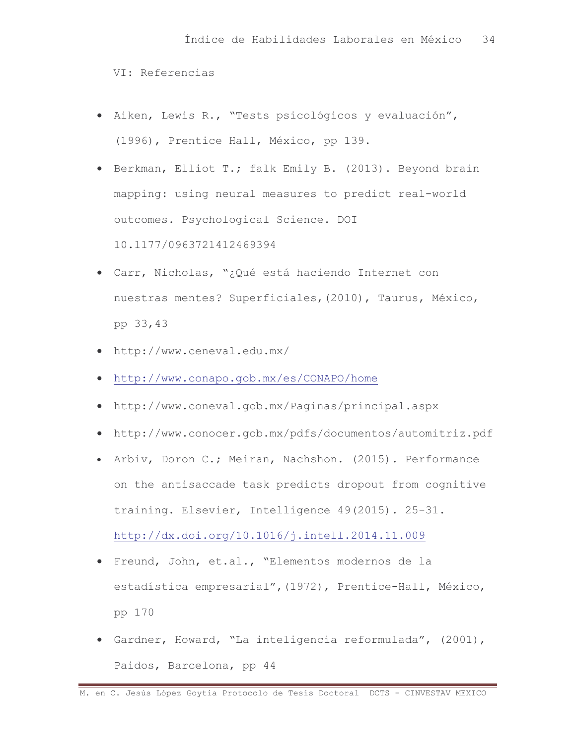VI: Referencias

- Aiken, Lewis R., "Tests psicológicos y evaluación", (1996), Prentice Hall, México, pp 139.
- Berkman, Elliot T.; falk Emily B. (2013). Beyond brain mapping: using neural measures to predict real-world outcomes. Psychological Science. DOI 10.1177/0963721412469394
- Carr, Nicholas, "¿Qué está haciendo Internet con nuestras mentes? Superficiales,(2010), Taurus, México, pp 33,43
- http://www.ceneval.edu.mx/
- http://www.conapo.gob.mx/es/CONAPO/home
- http://www.coneval.gob.mx/Paginas/principal.aspx
- http://www.conocer.gob.mx/pdfs/documentos/automitriz.pdf
- Arbiv, Doron C.; Meiran, Nachshon. (2015). Performance on the antisaccade task predicts dropout from cognitive training. Elsevier, Intelligence 49(2015). 25-31. http://dx.doi.org/10.1016/j.intell.2014.11.009
- Freund, John, et.al., "Elementos modernos de la estadística empresarial",(1972), Prentice-Hall, México, pp 170
- Gardner, Howard, "La inteligencia reformulada", (2001), Paidos, Barcelona, pp 44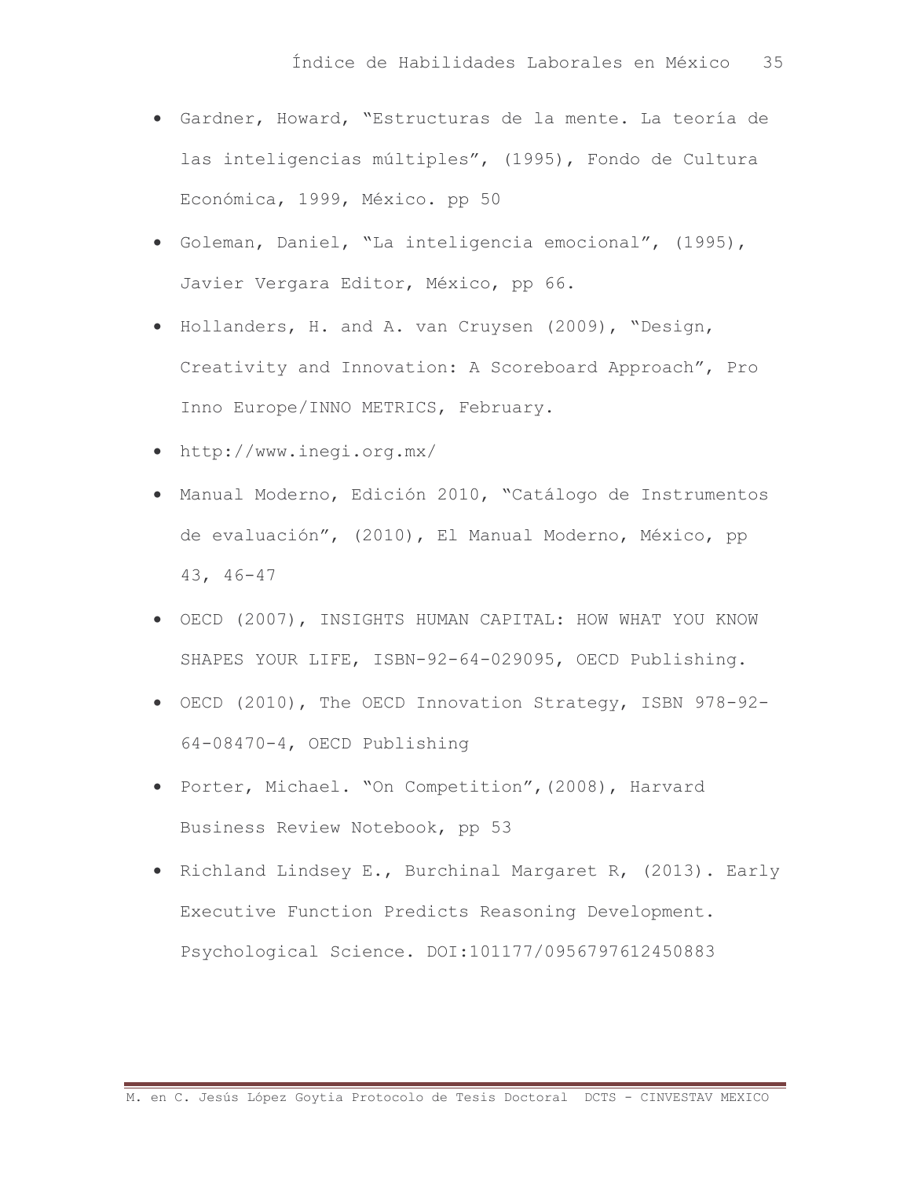- Gardner, Howard, "Estructuras de la mente. La teoría de las inteligencias múltiples", (1995), Fondo de Cultura Económica, 1999, México. pp 50
- Goleman, Daniel, "La inteligencia emocional", (1995), Javier Vergara Editor, México, pp 66.
- Hollanders, H. and A. van Cruysen (2009), "Design, Creativity and Innovation: A Scoreboard Approach", Pro Inno Europe/INNO METRICS, February.
- http://www.inegi.org.mx/
- Manual Moderno, Edición 2010, "Catálogo de Instrumentos de evaluación", (2010), El Manual Moderno, México, pp 43, 46-47
- OECD (2007), INSIGHTS HUMAN CAPITAL: HOW WHAT YOU KNOW SHAPES YOUR LIFE, ISBN-92-64-029095, OECD Publishing.
- OECD (2010), The OECD Innovation Strategy, ISBN 978-92-64-08470-4, OECD Publishing
- Porter, Michael. "On Competition",(2008), Harvard Business Review Notebook, pp 53
- Richland Lindsey E., Burchinal Margaret R, (2013). Early Executive Function Predicts Reasoning Development. Psychological Science. DOI:101177/0956797612450883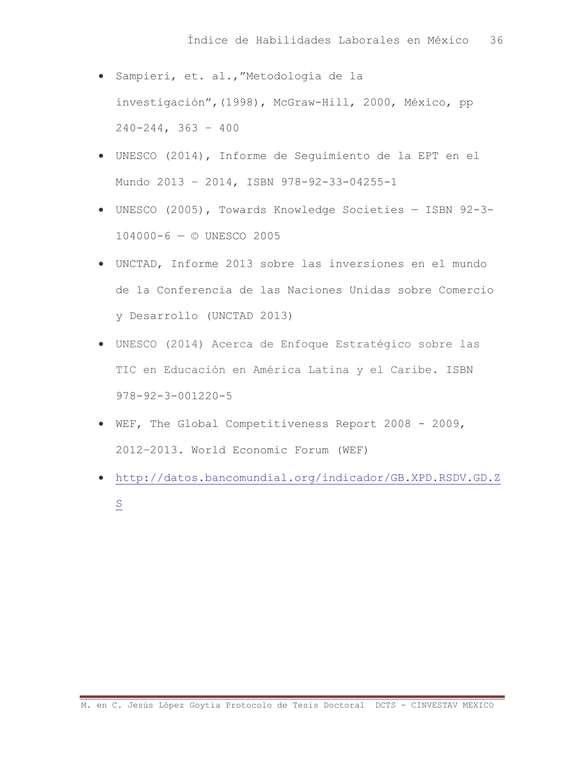- Sampieri, et. al.,"Metodología de la investigación",(1998), McGraw-Hill, 2000, México, pp 240-244, 363 – 400
- UNESCO (2014), Informe de Seguimiento de la EPT en el Mundo 2013 – 2014, ISBN 978-92-33-04255-1
- UNESCO (2005), Towards Knowledge Societies — ISBN 92-3-104000-6 — © UNESCO 2005
- UNCTAD, Informe 2013 sobre las inversiones en el mundo de la Conferencia de las Naciones Unidas sobre Comercio y Desarrollo (UNCTAD 2013)
- UNESCO (2014) Acerca de Enfoque Estratégico sobre las TIC en Educación en América Latina y el Caribe. ISBN 978-92-3-001220-5
- WEF, The Global Competitiveness Report 2008 - 2009, 2012–2013. World Economic Forum (WEF)
- http://datos.bancomundial.org/indicador/GB.XPD.RSDV.GD.ZS